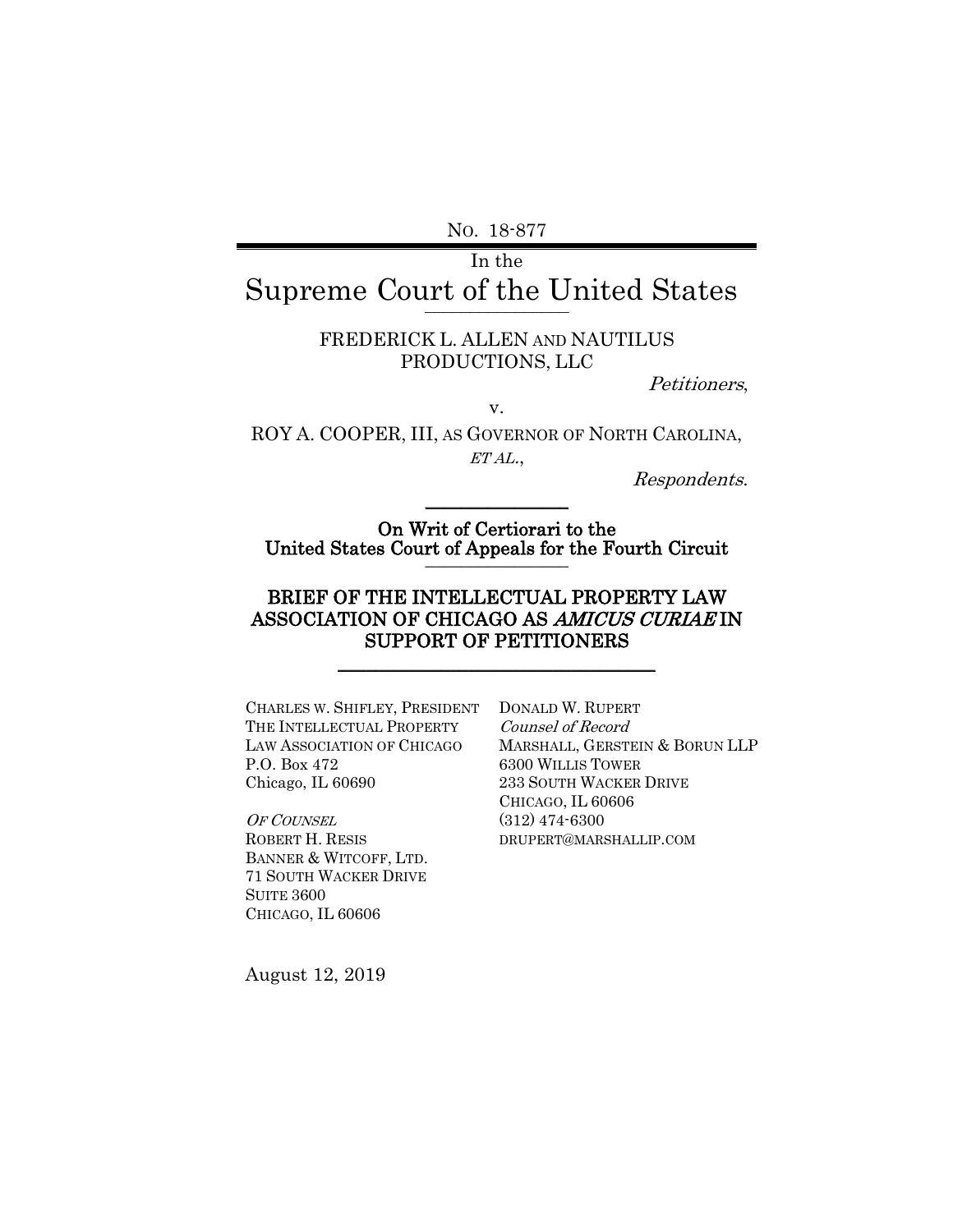No. 18-877

In the

# Supreme Court of the United States

FREDERICK L. ALLEN AND NAUTILUS PRODUCTIONS, LLC

*Petitioners*,

v.

ROY A. COOPER, III, AS GOVERNOR OF NORTH CAROLINA, *ET AL.*,

*Respondents*.

**On Writ of Certiorari to the United States Court of Appeals for the Fourth Circuit**

## BRIEF OF THE INTELLECTUAL PROPERTY LAW ASSOCIATION OF CHICAGO AS *AMICUS CURIAE* IN SUPPORT OF PETITIONERS

CHARLES W. SHIFLEY, PRESIDENT
THE INTELLECTUAL PROPERTY LAW ASSOCIATION OF CHICAGO
P.O. Box 472
Chicago, IL 60690

*OF COUNSEL*
ROBERT H. RESIS
BANNER & WITCOFF, LTD.
71 SOUTH WACKER DRIVE
SUITE 3600
CHICAGO, IL 60606

DONALD W. RUPERT
*Counsel of Record*
MARSHALL, GERSTEIN & BORUN LLP
6300 WILLIS TOWER
233 SOUTH WACKER DRIVE
CHICAGO, IL 60606
(312) 474-6300
DRUPERT@MARSHALLIP.COM

August 12, 2019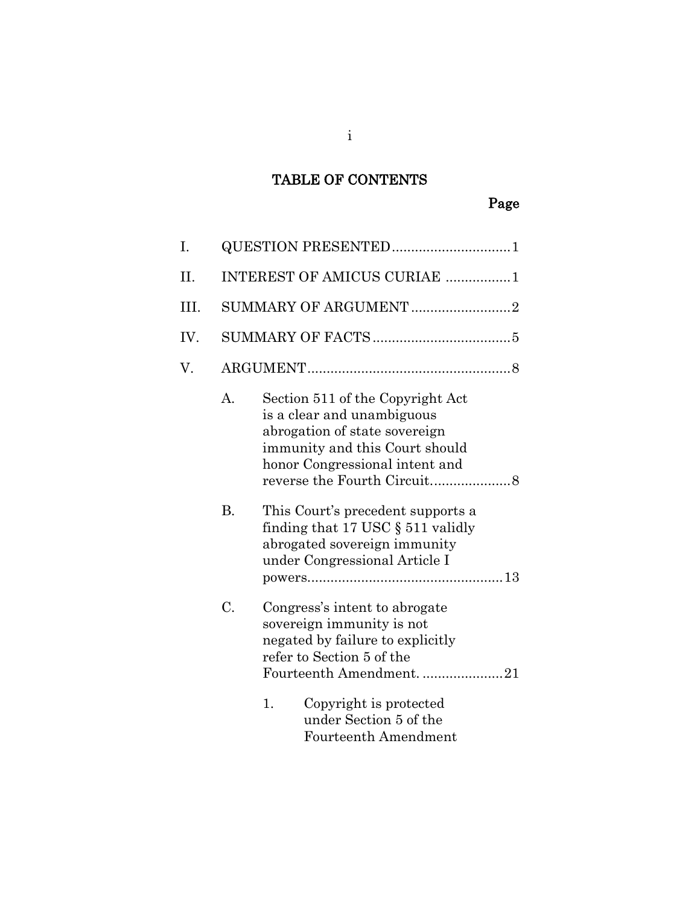## TABLE OF CONTENTS

Page

I. QUESTION PRESENTED ............................... 1

II. INTEREST OF AMICUS CURIAE ................. 1

III. SUMMARY OF ARGUMENT .......................... 2

IV. SUMMARY OF FACTS .................................... 5

V. ARGUMENT ..................................................... 8

- A. Section 511 of the Copyright Act is a clear and unambiguous abrogation of state sovereign immunity and this Court should honor Congressional intent and reverse the Fourth Circuit ..................... 8

- B. This Court's precedent supports a finding that 17 USC § 511 validly abrogated sovereign immunity under Congressional Article I powers .................................................. 13

- C. Congress's intent to abrogate sovereign immunity is not negated by failure to explicitly refer to Section 5 of the Fourteenth Amendment. ..................... 21

  1. Copyright is protected under Section 5 of the Fourteenth Amendment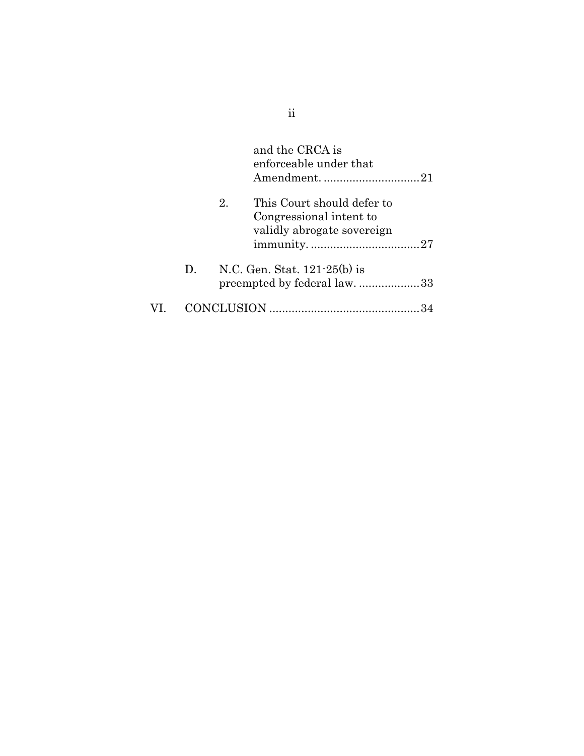and the CRCA is enforceable under that Amendment. ..............................21

2. This Court should defer to Congressional intent to validly abrogate sovereign immunity. ..................................27

D. N.C. Gen. Stat. 121-25(b) is preempted by federal law. ...................33

VI. CONCLUSION ...............................................34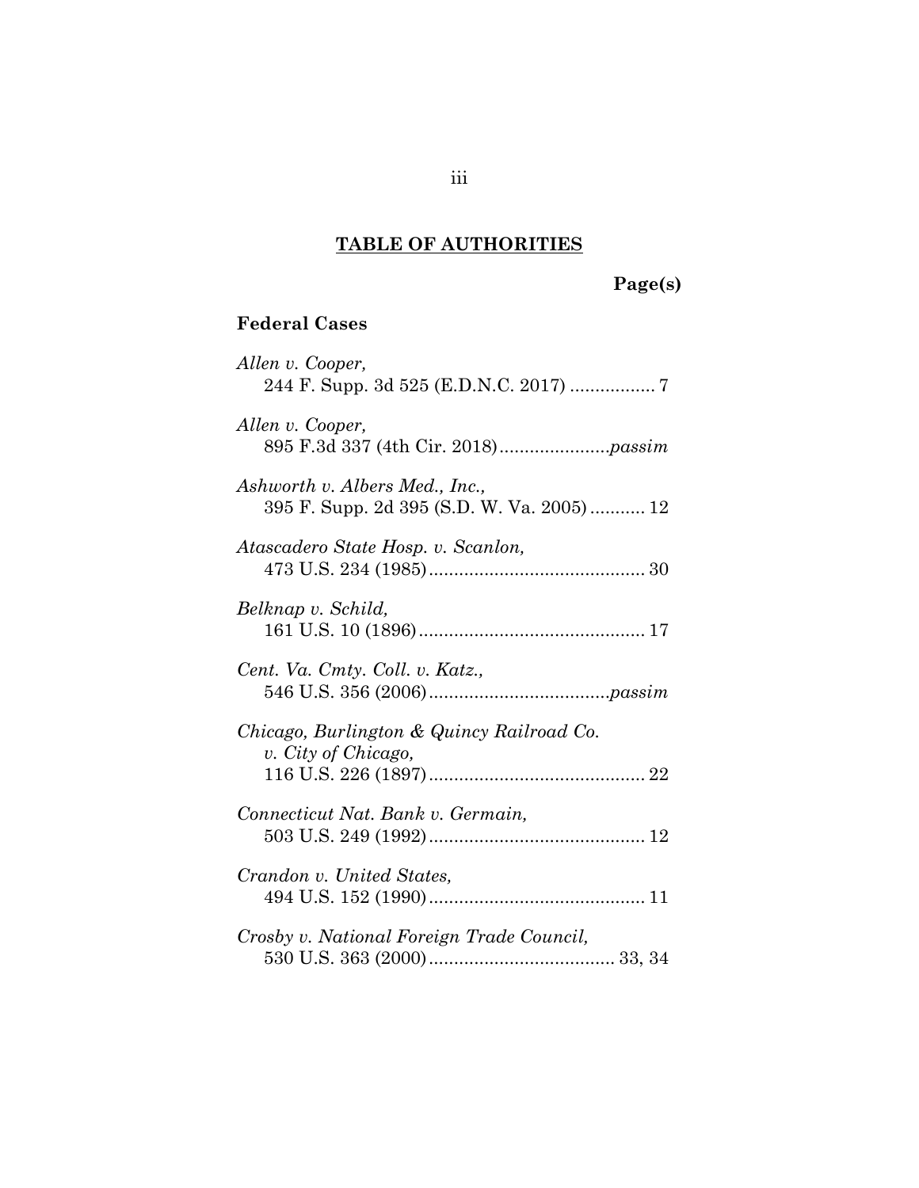# TABLE OF AUTHORITIES

**Page(s)**

### Federal Cases

*Allen v. Cooper*,
244 F. Supp. 3d 525 (E.D.N.C. 2017) ................. 7

*Allen v. Cooper*,
895 F.3d 337 (4th Cir. 2018)......................*passim*

*Ashworth v. Albers Med., Inc.*,
395 F. Supp. 2d 395 (S.D. W. Va. 2005) ........... 12

*Atascadero State Hosp. v. Scanlon*,
473 U.S. 234 (1985)........................................... 30

*Belknap v. Schild*,
161 U.S. 10 (1896)............................................. 17

*Cent. Va. Cmty. Coll. v. Katz.*,
546 U.S. 356 (2006)...................................*passim*

*Chicago, Burlington & Quincy Railroad Co. v. City of Chicago*,
116 U.S. 226 (1897)........................................... 22

*Connecticut Nat. Bank v. Germain*,
503 U.S. 249 (1992)........................................... 12

*Crandon v. United States*,
494 U.S. 152 (1990)........................................... 11

*Crosby v. National Foreign Trade Council*,
530 U.S. 363 (2000)..................................... 33, 34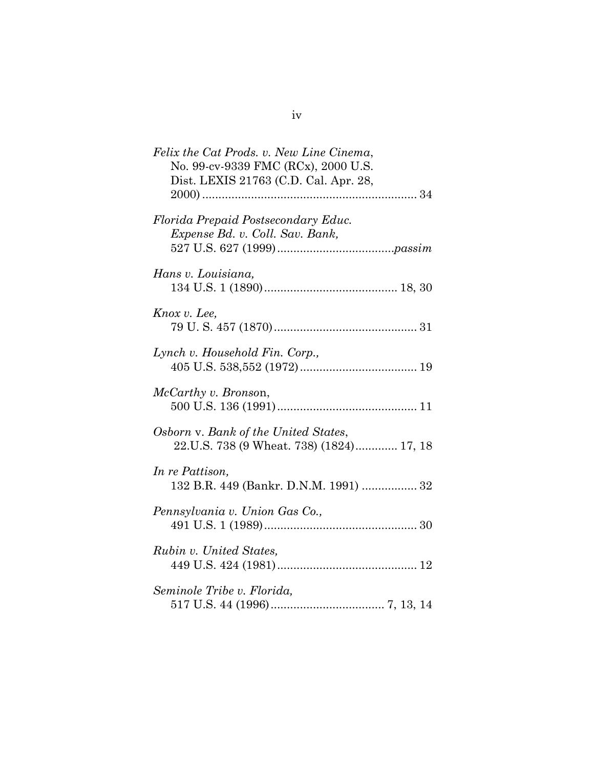*Felix the Cat Prods. v. New Line Cinema*, No. 99-cv-9339 FMC (RCx), 2000 U.S. Dist. LEXIS 21763 (C.D. Cal. Apr. 28, 2000) .................................................................. 34

*Florida Prepaid Postsecondary Educ. Expense Bd. v. Coll. Sav. Bank*, 527 U.S. 627 (1999)....................................*passim*

*Hans v. Louisiana,* 134 U.S. 1 (1890)......................................... 18, 30

*Knox v. Lee,* 79 U. S. 457 (1870)............................................ 31

*Lynch v. Household Fin. Corp.,* 405 U.S. 538,552 (1972).................................... 19

*McCarthy v. Bronson*, 500 U.S. 136 (1991)........................................... 11

*Osborn* v. *Bank of the United States*, 22.U.S. 738 (9 Wheat. 738) (1824)............. 17, 18

*In re Pattison,* 132 B.R. 449 (Bankr. D.N.M. 1991) ................. 32

*Pennsylvania v. Union Gas Co.,* 491 U.S. 1 (1989)............................................... 30

*Rubin v. United States,* 449 U.S. 424 (1981)........................................... 12

*Seminole Tribe v. Florida,* 517 U.S. 44 (1996).................................. 7, 13, 14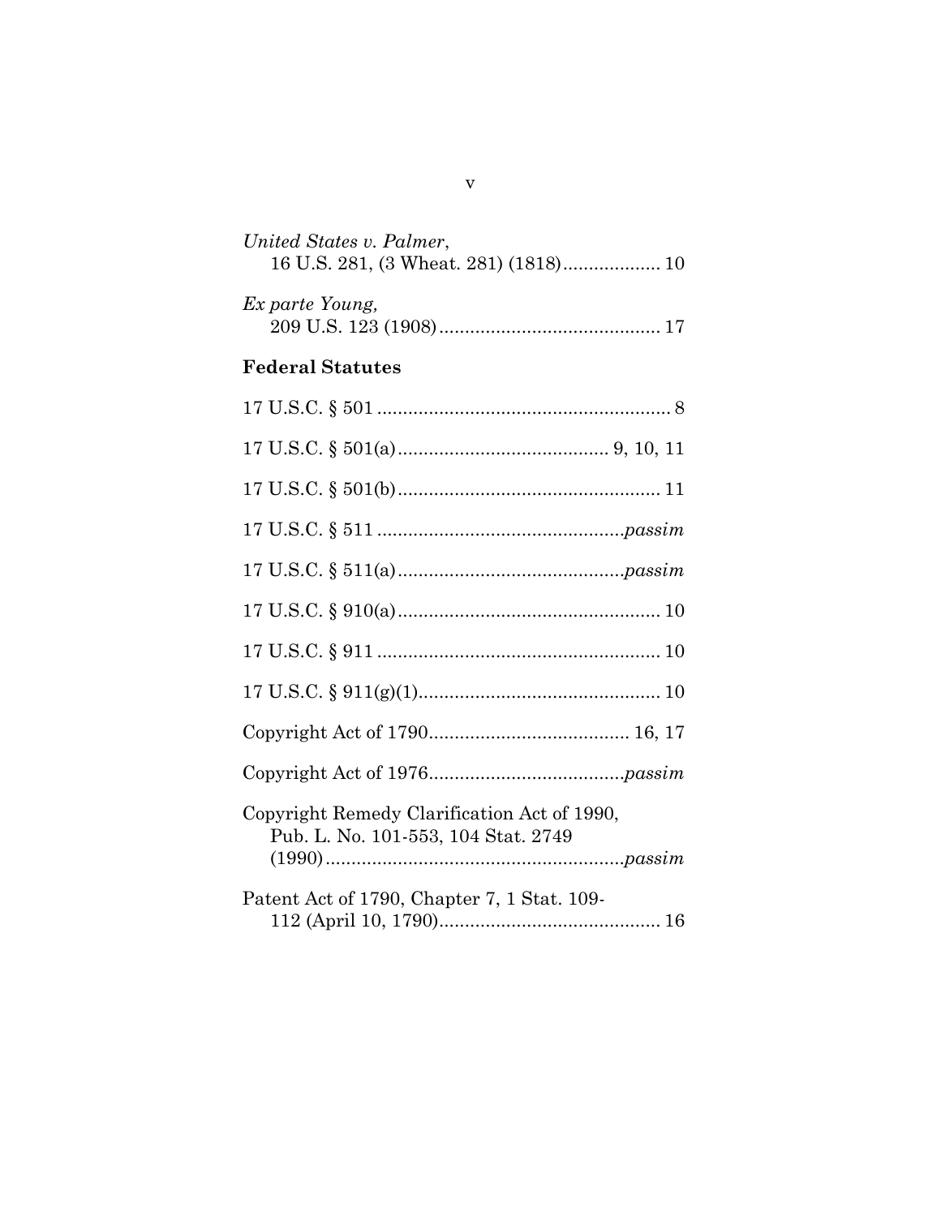*United States v. Palmer*,
16 U.S. 281, (3 Wheat. 281) (1818) .................. 10

*Ex parte Young,*
209 U.S. 123 (1908) .......................................... 17

**Federal Statutes**

17 U.S.C. § 501 ........................................................ 8

17 U.S.C. § 501(a) ........................................ 9, 10, 11

17 U.S.C. § 501(b) .................................................. 11

17 U.S.C. § 511 ...............................................*passim*

17 U.S.C. § 511(a) ...........................................*passim*

17 U.S.C. § 910(a) .................................................. 10

17 U.S.C. § 911 ...................................................... 10

17 U.S.C. § 911(g)(1) .............................................. 10

Copyright Act of 1790 ...................................... 16, 17

Copyright Act of 1976 .....................................*passim*

Copyright Remedy Clarification Act of 1990,
Pub. L. No. 101-553, 104 Stat. 2749
(1990) .........................................................*passim*

Patent Act of 1790, Chapter 7, 1 Stat. 109-
112 (April 10, 1790) .......................................... 16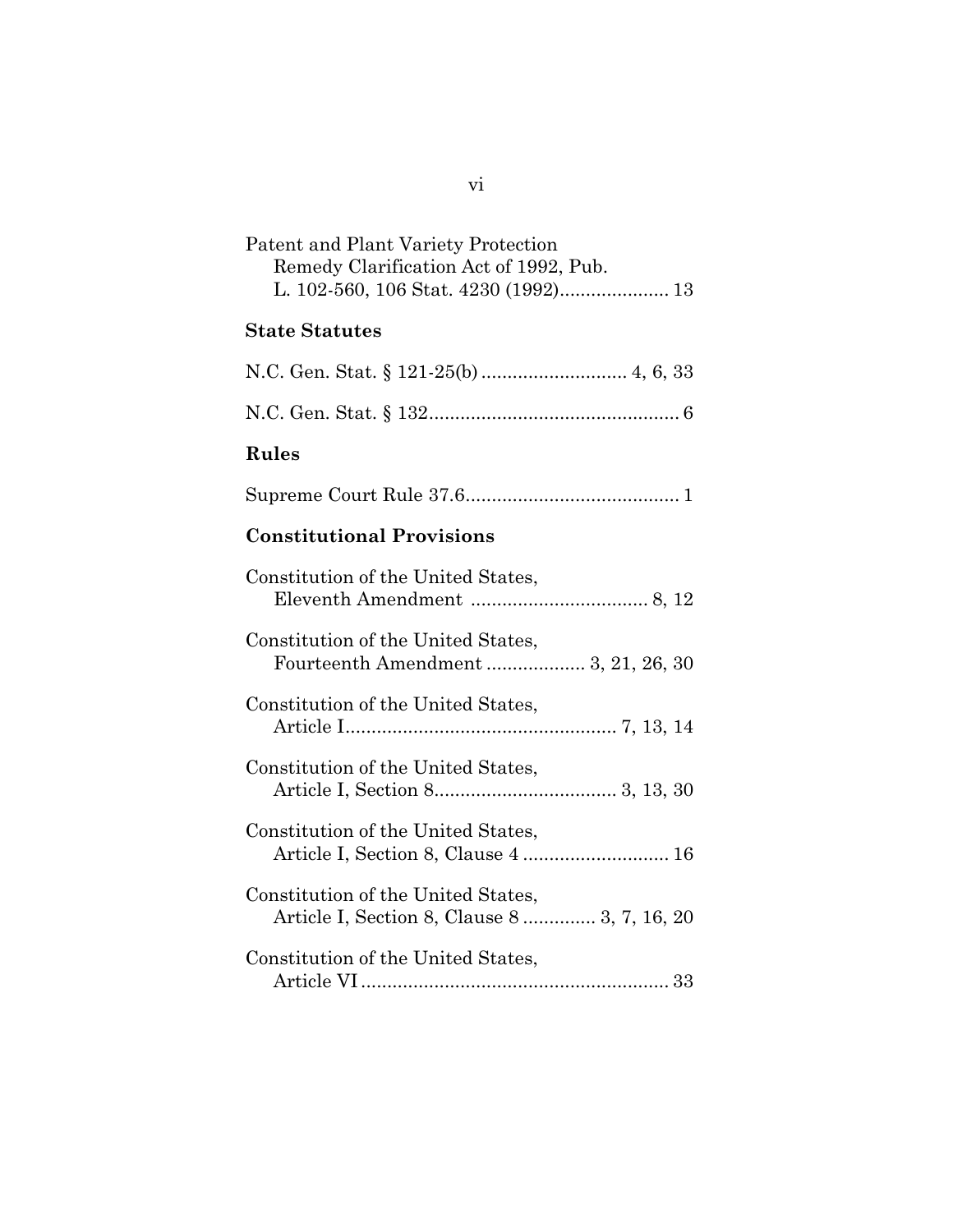Patent and Plant Variety Protection Remedy Clarification Act of 1992, Pub. L. 102-560, 106 Stat. 4230 (1992)..................... 13

### State Statutes

N.C. Gen. Stat. § 121-25(b) ............................ 4, 6, 33

N.C. Gen. Stat. § 132................................................ 6

### Rules

Supreme Court Rule 37.6......................................... 1

### Constitutional Provisions

Constitution of the United States, Eleventh Amendment .................................. 8, 12

Constitution of the United States, Fourteenth Amendment ................... 3, 21, 26, 30

Constitution of the United States, Article I.................................................... 7, 13, 14

Constitution of the United States, Article I, Section 8................................... 3, 13, 30

Constitution of the United States, Article I, Section 8, Clause 4 ............................ 16

Constitution of the United States, Article I, Section 8, Clause 8 ............. 3, 7, 16, 20

Constitution of the United States, Article VI........................................................... 33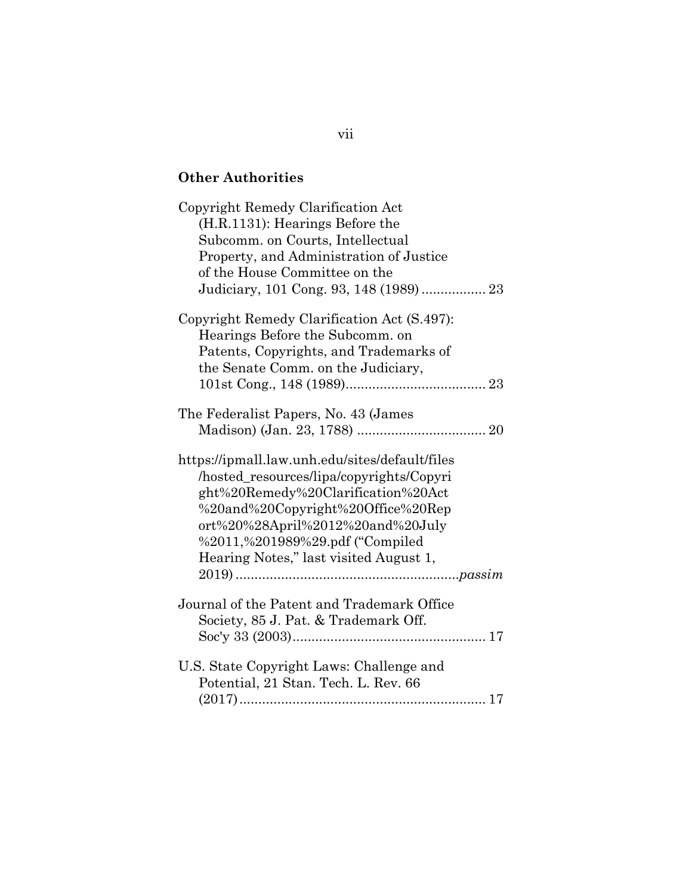## Other Authorities

Copyright Remedy Clarification Act (H.R.1131): Hearings Before the Subcomm. on Courts, Intellectual Property, and Administration of Justice of the House Committee on the Judiciary, 101 Cong. 93, 148 (1989) ................. 23

Copyright Remedy Clarification Act (S.497): Hearings Before the Subcomm. on Patents, Copyrights, and Trademarks of the Senate Comm. on the Judiciary, 101st Cong., 148 (1989)..................................... 23

The Federalist Papers, No. 43 (James Madison) (Jan. 23, 1788) .................................. 20

https://ipmall.law.unh.edu/sites/default/files/hosted_resources/lipa/copyrights/Copyright%20Remedy%20Clarification%20Act%20and%20Copyright%20Office%20Report%20%28April%2012%20and%20July%2011,%201989%29.pdf ("Compiled Hearing Notes," last visited August 1, 2019) ..........................................................*passim*

Journal of the Patent and Trademark Office Society, 85 J. Pat. & Trademark Off. Soc'y 33 (2003)................................................... 17

U.S. State Copyright Laws: Challenge and Potential, 21 Stan. Tech. L. Rev. 66 (2017)................................................................. 17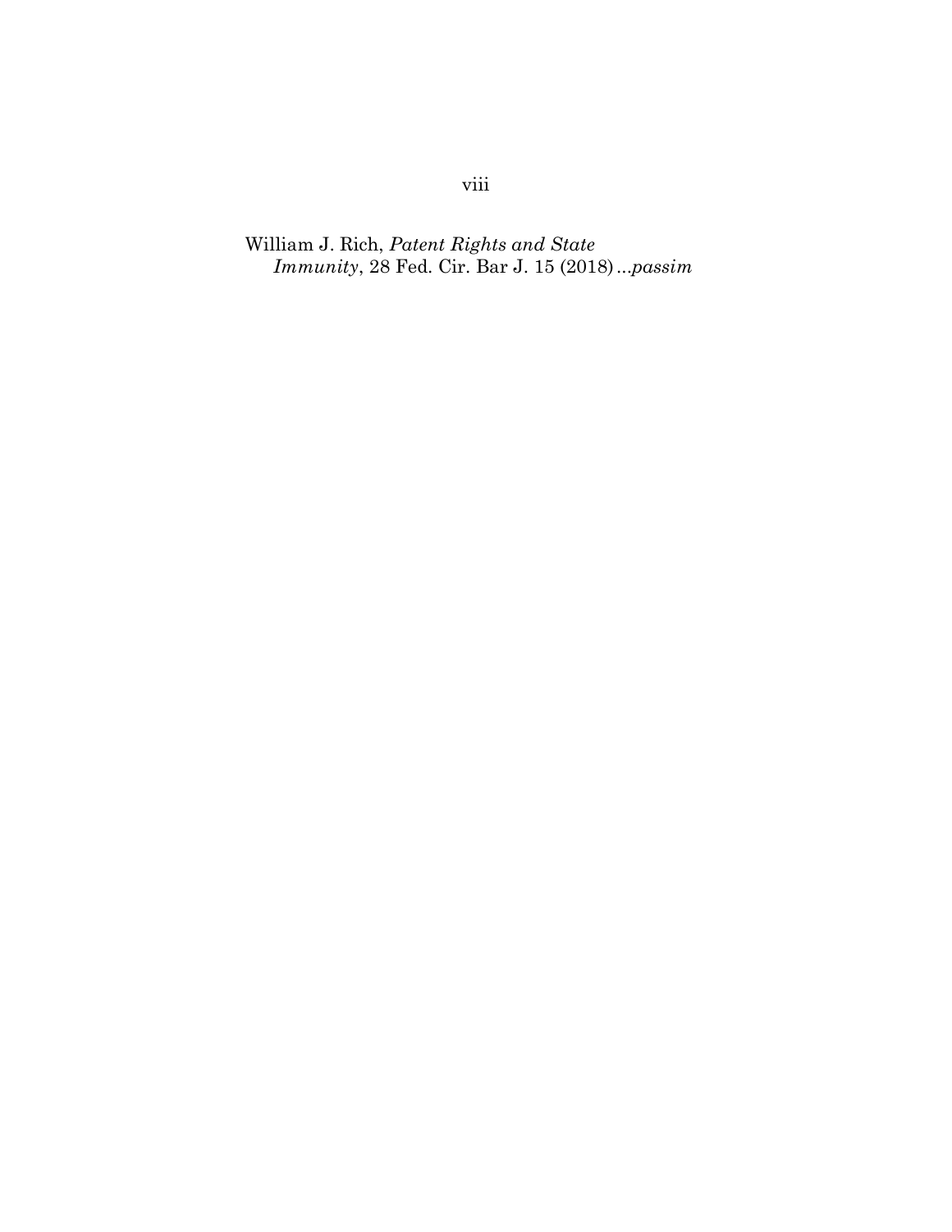William J. Rich, *Patent Rights and State Immunity*, 28 Fed. Cir. Bar J. 15 (2018) ...*passim*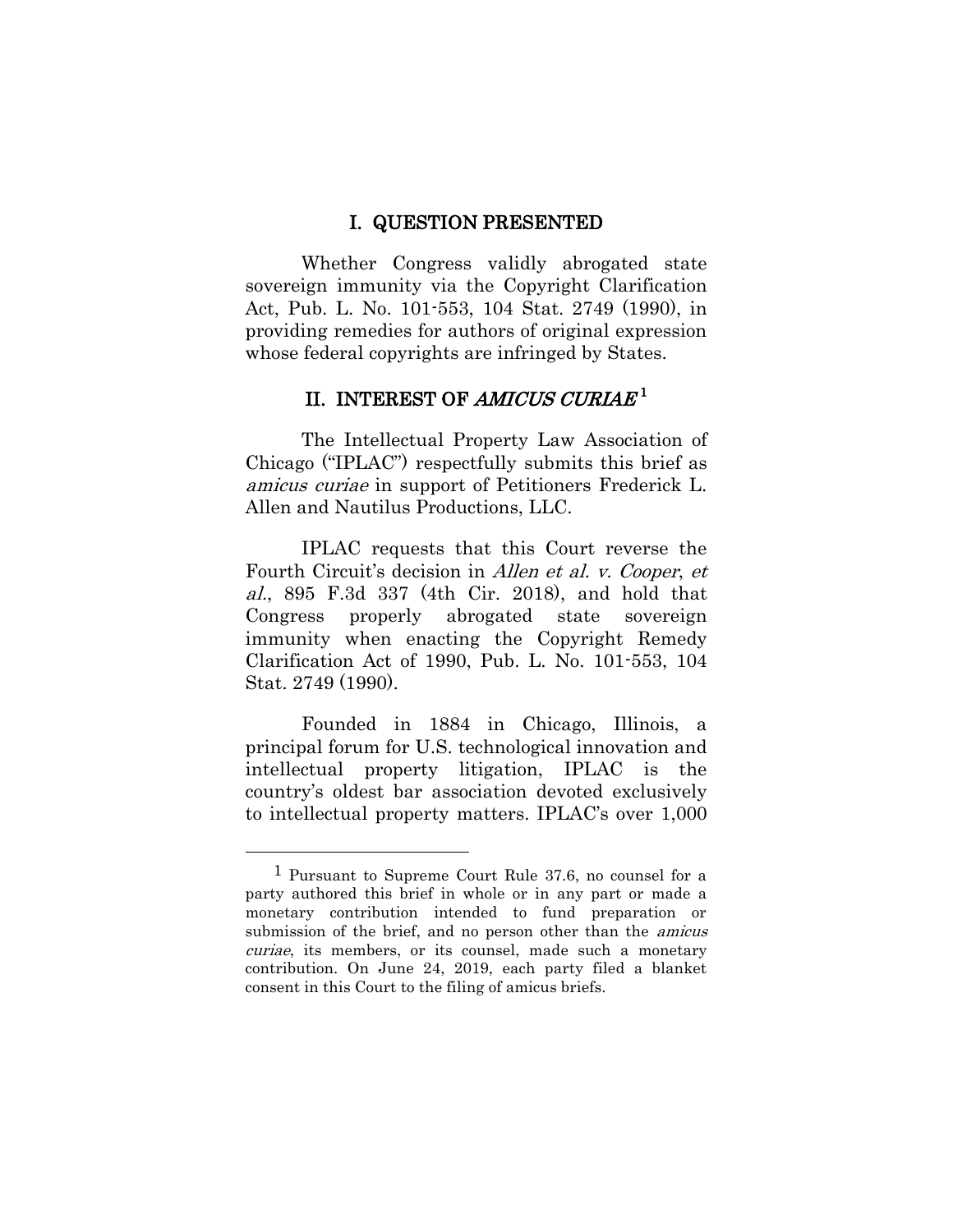## I. QUESTION PRESENTED

Whether Congress validly abrogated state sovereign immunity via the Copyright Clarification Act, Pub. L. No. 101-553, 104 Stat. 2749 (1990), in providing remedies for authors of original expression whose federal copyrights are infringed by States.

## II. INTEREST OF *AMICUS CURIAE*[1]

The Intellectual Property Law Association of Chicago ("IPLAC") respectfully submits this brief as *amicus curiae* in support of Petitioners Frederick L. Allen and Nautilus Productions, LLC.

IPLAC requests that this Court reverse the Fourth Circuit's decision in *Allen et al. v. Cooper*, *et al.*, 895 F.3d 337 (4th Cir. 2018), and hold that Congress properly abrogated state sovereign immunity when enacting the Copyright Remedy Clarification Act of 1990, Pub. L. No. 101-553, 104 Stat. 2749 (1990).

Founded in 1884 in Chicago, Illinois, a principal forum for U.S. technological innovation and intellectual property litigation, IPLAC is the country's oldest bar association devoted exclusively to intellectual property matters. IPLAC's over 1,000

---

[1] Pursuant to Supreme Court Rule 37.6, no counsel for a party authored this brief in whole or in any part or made a monetary contribution intended to fund preparation or submission of the brief, and no person other than the *amicus curiae*, its members, or its counsel, made such a monetary contribution. On June 24, 2019, each party filed a blanket consent in this Court to the filing of amicus briefs.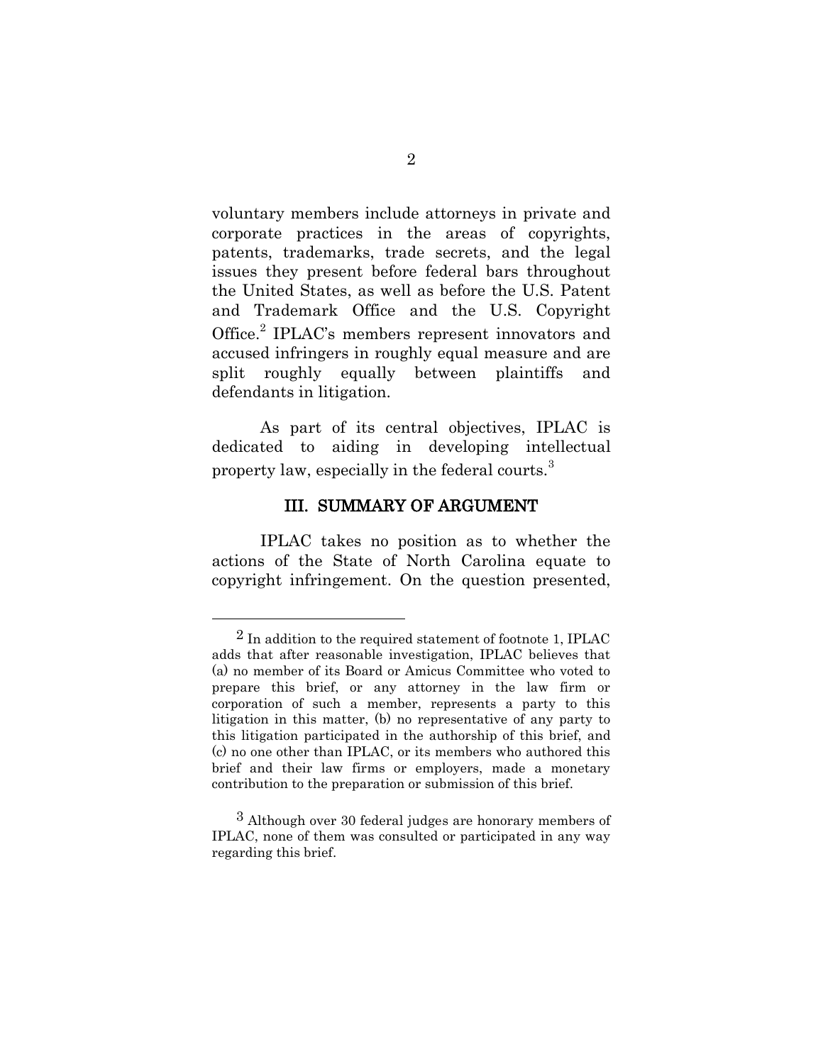voluntary members include attorneys in private and corporate practices in the areas of copyrights, patents, trademarks, trade secrets, and the legal issues they present before federal bars throughout the United States, as well as before the U.S. Patent and Trademark Office and the U.S. Copyright Office.[2] IPLAC's members represent innovators and accused infringers in roughly equal measure and are split roughly equally between plaintiffs and defendants in litigation.

As part of its central objectives, IPLAC is dedicated to aiding in developing intellectual property law, especially in the federal courts.[3]

## III. SUMMARY OF ARGUMENT

IPLAC takes no position as to whether the actions of the State of North Carolina equate to copyright infringement. On the question presented,

---

[2] In addition to the required statement of footnote 1, IPLAC adds that after reasonable investigation, IPLAC believes that (a) no member of its Board or Amicus Committee who voted to prepare this brief, or any attorney in the law firm or corporation of such a member, represents a party to this litigation in this matter, (b) no representative of any party to this litigation participated in the authorship of this brief, and (c) no one other than IPLAC, or its members who authored this brief and their law firms or employers, made a monetary contribution to the preparation or submission of this brief.

[3] Although over 30 federal judges are honorary members of IPLAC, none of them was consulted or participated in any way regarding this brief.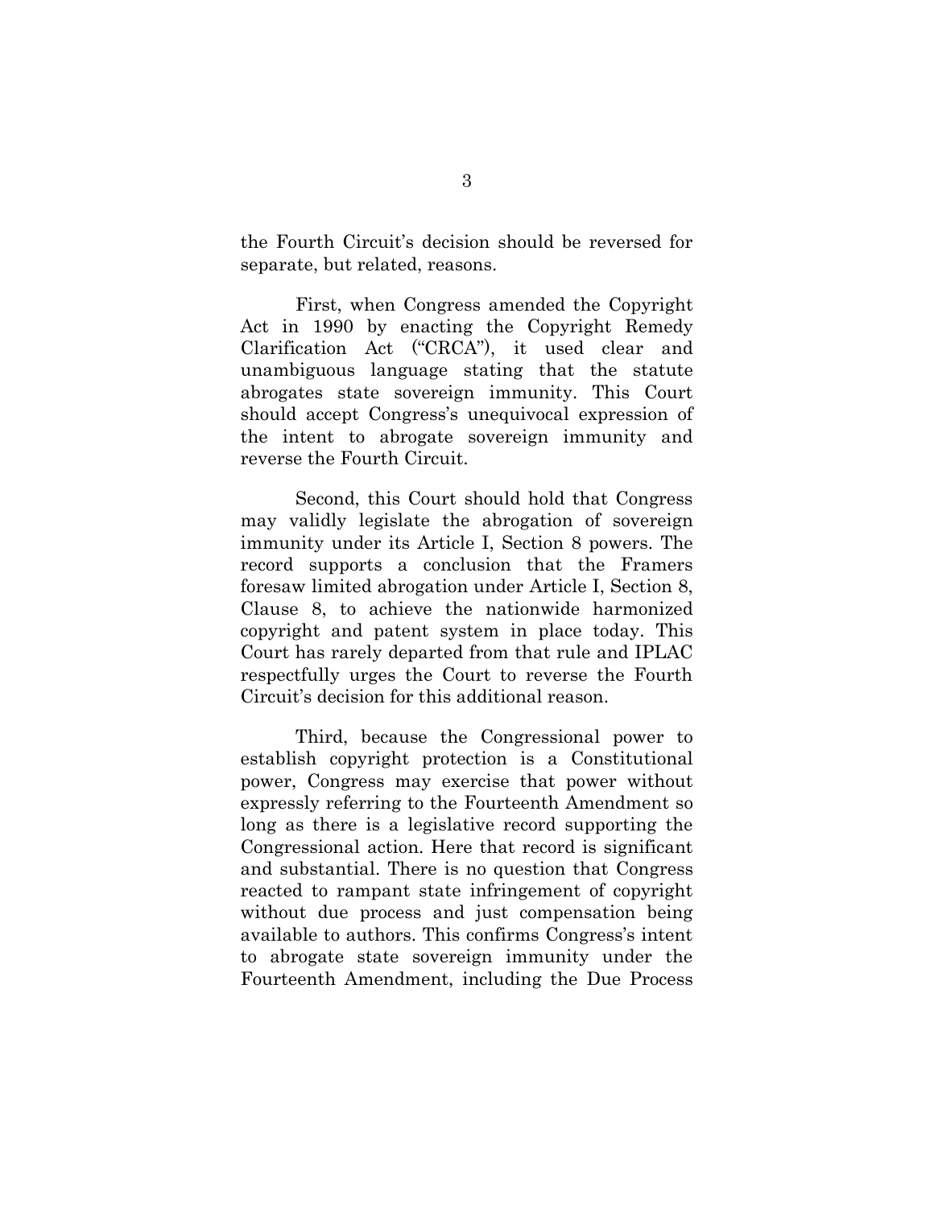the Fourth Circuit's decision should be reversed for separate, but related, reasons.

First, when Congress amended the Copyright Act in 1990 by enacting the Copyright Remedy Clarification Act ("CRCA"), it used clear and unambiguous language stating that the statute abrogates state sovereign immunity. This Court should accept Congress's unequivocal expression of the intent to abrogate sovereign immunity and reverse the Fourth Circuit.

Second, this Court should hold that Congress may validly legislate the abrogation of sovereign immunity under its Article I, Section 8 powers. The record supports a conclusion that the Framers foresaw limited abrogation under Article I, Section 8, Clause 8, to achieve the nationwide harmonized copyright and patent system in place today. This Court has rarely departed from that rule and IPLAC respectfully urges the Court to reverse the Fourth Circuit's decision for this additional reason.

Third, because the Congressional power to establish copyright protection is a Constitutional power, Congress may exercise that power without expressly referring to the Fourteenth Amendment so long as there is a legislative record supporting the Congressional action. Here that record is significant and substantial. There is no question that Congress reacted to rampant state infringement of copyright without due process and just compensation being available to authors. This confirms Congress's intent to abrogate state sovereign immunity under the Fourteenth Amendment, including the Due Process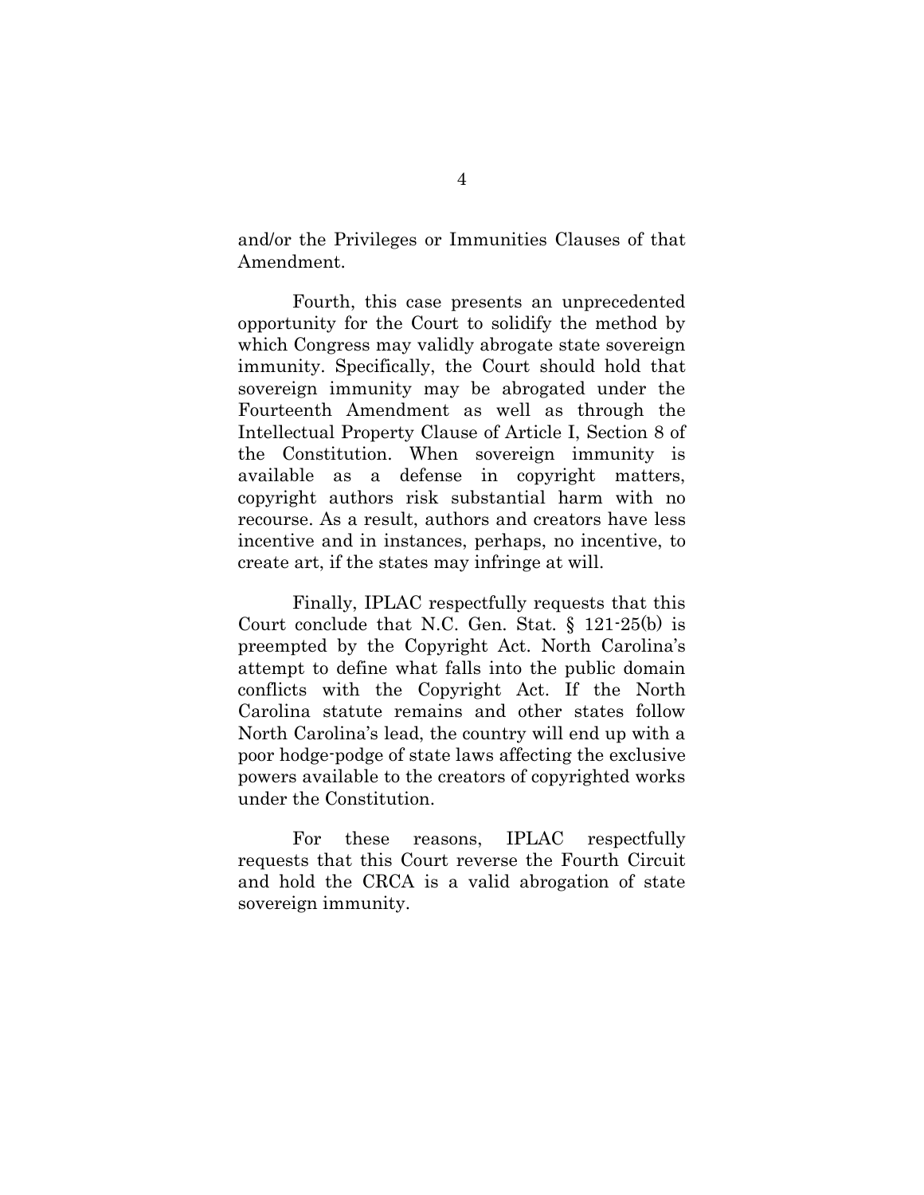and/or the Privileges or Immunities Clauses of that Amendment.

Fourth, this case presents an unprecedented opportunity for the Court to solidify the method by which Congress may validly abrogate state sovereign immunity. Specifically, the Court should hold that sovereign immunity may be abrogated under the Fourteenth Amendment as well as through the Intellectual Property Clause of Article I, Section 8 of the Constitution. When sovereign immunity is available as a defense in copyright matters, copyright authors risk substantial harm with no recourse. As a result, authors and creators have less incentive and in instances, perhaps, no incentive, to create art, if the states may infringe at will.

Finally, IPLAC respectfully requests that this Court conclude that N.C. Gen. Stat. § 121-25(b) is preempted by the Copyright Act. North Carolina's attempt to define what falls into the public domain conflicts with the Copyright Act. If the North Carolina statute remains and other states follow North Carolina's lead, the country will end up with a poor hodge-podge of state laws affecting the exclusive powers available to the creators of copyrighted works under the Constitution.

For these reasons, IPLAC respectfully requests that this Court reverse the Fourth Circuit and hold the CRCA is a valid abrogation of state sovereign immunity.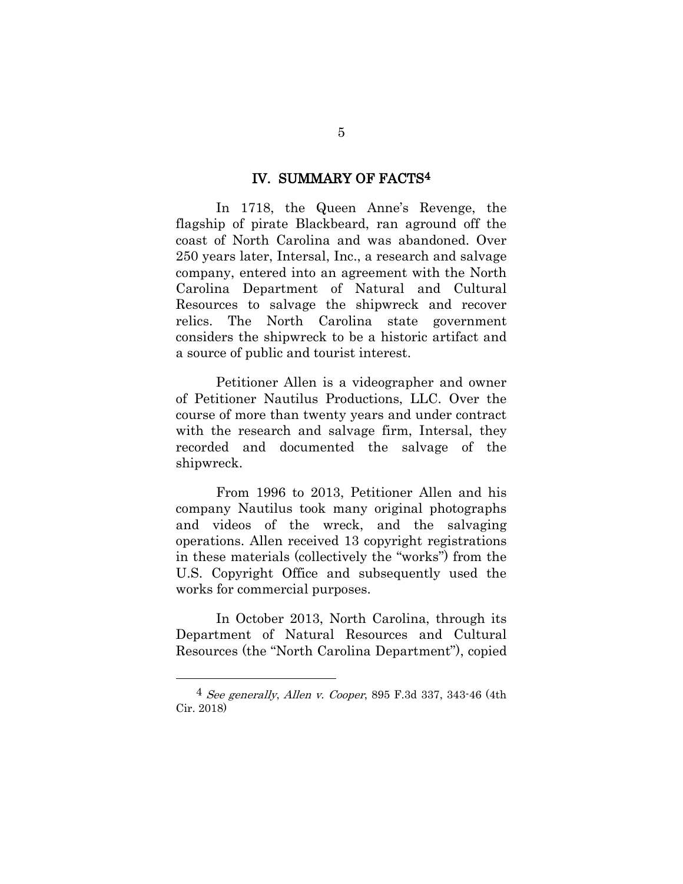## IV. SUMMARY OF FACTS[4]

In 1718, the Queen Anne's Revenge, the flagship of pirate Blackbeard, ran aground off the coast of North Carolina and was abandoned. Over 250 years later, Intersal, Inc., a research and salvage company, entered into an agreement with the North Carolina Department of Natural and Cultural Resources to salvage the shipwreck and recover relics. The North Carolina state government considers the shipwreck to be a historic artifact and a source of public and tourist interest.

Petitioner Allen is a videographer and owner of Petitioner Nautilus Productions, LLC. Over the course of more than twenty years and under contract with the research and salvage firm, Intersal, they recorded and documented the salvage of the shipwreck.

From 1996 to 2013, Petitioner Allen and his company Nautilus took many original photographs and videos of the wreck, and the salvaging operations. Allen received 13 copyright registrations in these materials (collectively the "works") from the U.S. Copyright Office and subsequently used the works for commercial purposes.

In October 2013, North Carolina, through its Department of Natural Resources and Cultural Resources (the "North Carolina Department"), copied

---

[4] *See generally*, *Allen v. Cooper*, 895 F.3d 337, 343-46 (4th Cir. 2018)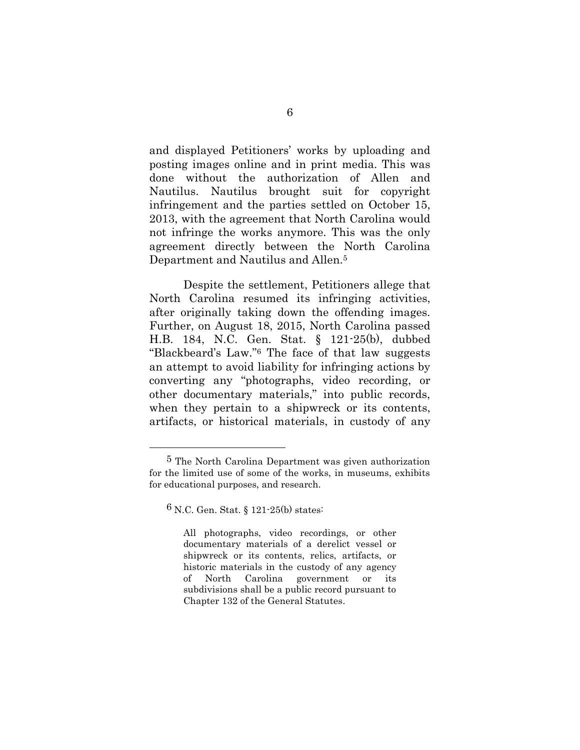and displayed Petitioners' works by uploading and posting images online and in print media. This was done without the authorization of Allen and Nautilus. Nautilus brought suit for copyright infringement and the parties settled on October 15, 2013, with the agreement that North Carolina would not infringe the works anymore. This was the only agreement directly between the North Carolina Department and Nautilus and Allen.[5]

Despite the settlement, Petitioners allege that North Carolina resumed its infringing activities, after originally taking down the offending images. Further, on August 18, 2015, North Carolina passed H.B. 184, N.C. Gen. Stat. § 121-25(b), dubbed "Blackbeard's Law."[6] The face of that law suggests an attempt to avoid liability for infringing actions by converting any "photographs, video recording, or other documentary materials," into public records, when they pertain to a shipwreck or its contents, artifacts, or historical materials, in custody of any

---

[5] The North Carolina Department was given authorization for the limited use of some of the works, in museums, exhibits for educational purposes, and research.

[6] N.C. Gen. Stat. § 121-25(b) states:

> All photographs, video recordings, or other documentary materials of a derelict vessel or shipwreck or its contents, relics, artifacts, or historic materials in the custody of any agency of North Carolina government or its subdivisions shall be a public record pursuant to Chapter 132 of the General Statutes.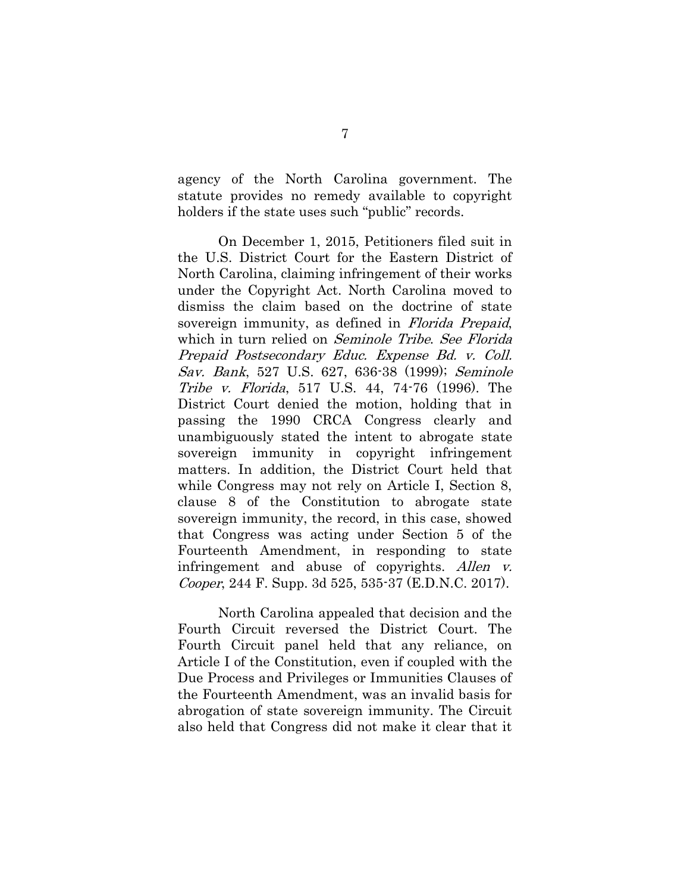agency of the North Carolina government. The statute provides no remedy available to copyright holders if the state uses such "public" records.

On December 1, 2015, Petitioners filed suit in the U.S. District Court for the Eastern District of North Carolina, claiming infringement of their works under the Copyright Act. North Carolina moved to dismiss the claim based on the doctrine of state sovereign immunity, as defined in *Florida Prepaid*, which in turn relied on *Seminole Tribe*. *See Florida Prepaid Postsecondary Educ. Expense Bd. v. Coll. Sav. Bank*, 527 U.S. 627, 636-38 (1999); *Seminole Tribe v. Florida*, 517 U.S. 44, 74-76 (1996). The District Court denied the motion, holding that in passing the 1990 CRCA Congress clearly and unambiguously stated the intent to abrogate state sovereign immunity in copyright infringement matters. In addition, the District Court held that while Congress may not rely on Article I, Section 8, clause 8 of the Constitution to abrogate state sovereign immunity, the record, in this case, showed that Congress was acting under Section 5 of the Fourteenth Amendment, in responding to state infringement and abuse of copyrights. *Allen v. Cooper*, 244 F. Supp. 3d 525, 535-37 (E.D.N.C. 2017).

North Carolina appealed that decision and the Fourth Circuit reversed the District Court. The Fourth Circuit panel held that any reliance, on Article I of the Constitution, even if coupled with the Due Process and Privileges or Immunities Clauses of the Fourteenth Amendment, was an invalid basis for abrogation of state sovereign immunity. The Circuit also held that Congress did not make it clear that it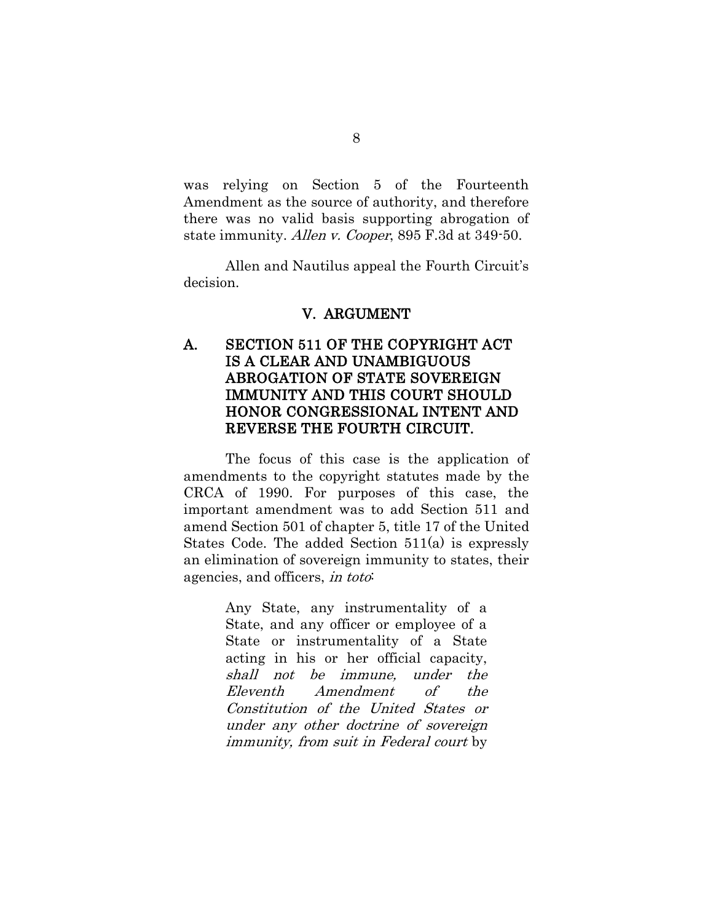was relying on Section 5 of the Fourteenth Amendment as the source of authority, and therefore there was no valid basis supporting abrogation of state immunity. *Allen v. Cooper*, 895 F.3d at 349-50.

Allen and Nautilus appeal the Fourth Circuit's decision.

## V. ARGUMENT

### A. SECTION 511 OF THE COPYRIGHT ACT IS A CLEAR AND UNAMBIGUOUS ABROGATION OF STATE SOVEREIGN IMMUNITY AND THIS COURT SHOULD HONOR CONGRESSIONAL INTENT AND REVERSE THE FOURTH CIRCUIT.

The focus of this case is the application of amendments to the copyright statutes made by the CRCA of 1990. For purposes of this case, the important amendment was to add Section 511 and amend Section 501 of chapter 5, title 17 of the United States Code. The added Section 511(a) is expressly an elimination of sovereign immunity to states, their agencies, and officers, *in toto*:

> Any State, any instrumentality of a State, and any officer or employee of a State or instrumentality of a State acting in his or her official capacity, *shall not be immune, under the Eleventh Amendment of the Constitution of the United States or under any other doctrine of sovereign immunity, from suit in Federal court* by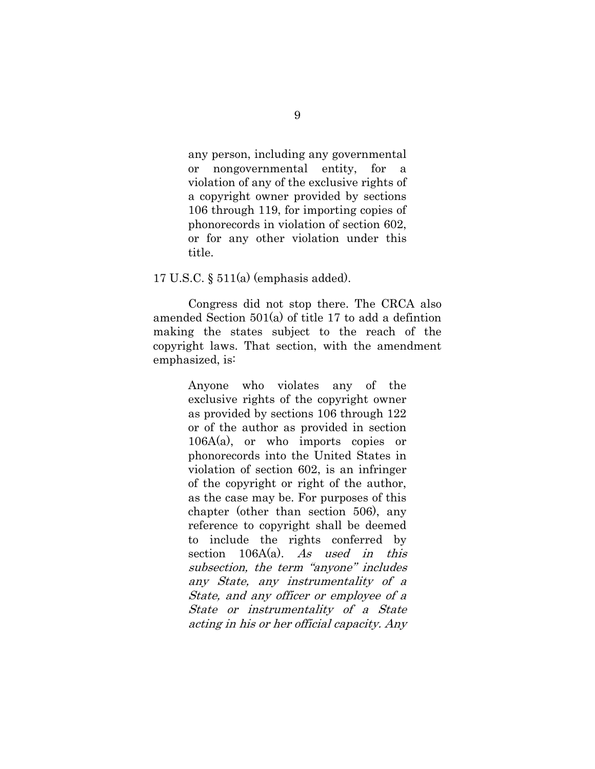> any person, including any governmental or nongovernmental entity, for a violation of any of the exclusive rights of a copyright owner provided by sections 106 through 119, for importing copies of phonorecords in violation of section 602, or for any other violation under this title.

17 U.S.C. § 511(a) (emphasis added).

Congress did not stop there. The CRCA also amended Section 501(a) of title 17 to add a defintion making the states subject to the reach of the copyright laws. That section, with the amendment emphasized, is:

> Anyone who violates any of the exclusive rights of the copyright owner as provided by sections 106 through 122 or of the author as provided in section 106A(a), or who imports copies or phonorecords into the United States in violation of section 602, is an infringer of the copyright or right of the author, as the case may be. For purposes of this chapter (other than section 506), any reference to copyright shall be deemed to include the rights conferred by section 106A(a). *As used in this subsection, the term "anyone" includes any State, any instrumentality of a State, and any officer or employee of a State or instrumentality of a State acting in his or her official capacity. Any*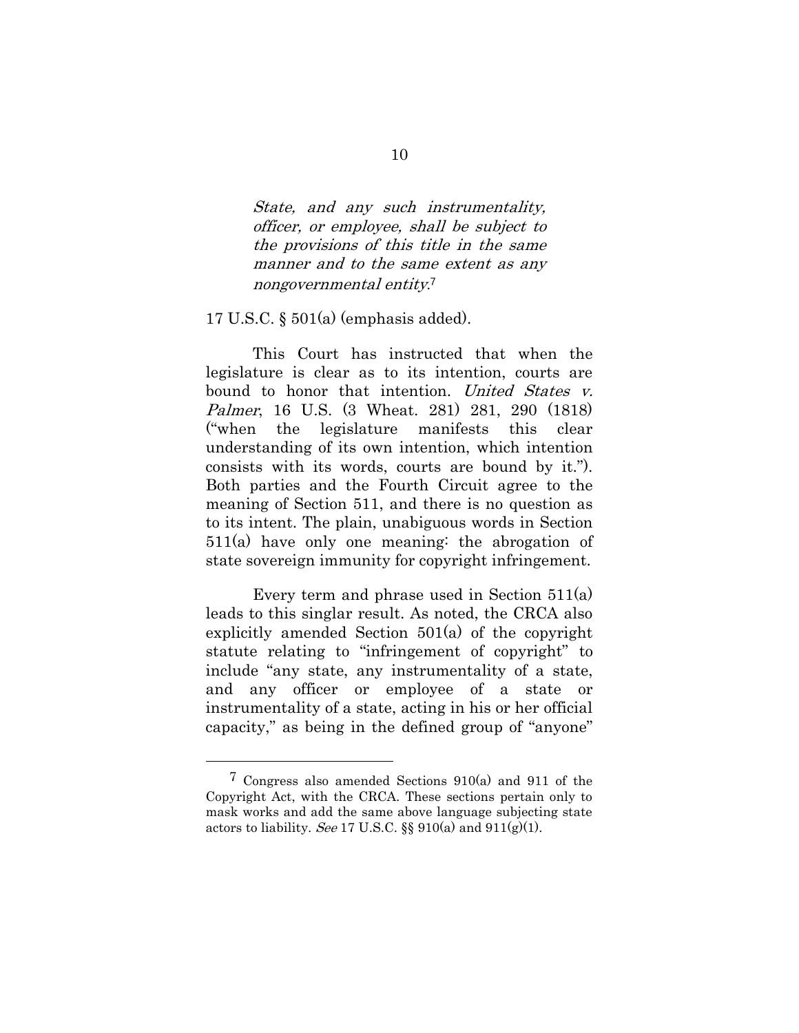> *State, and any such instrumentality, officer, or employee, shall be subject to the provisions of this title in the same manner and to the same extent as any nongovernmental entity.*[7]

17 U.S.C. § 501(a) (emphasis added).

This Court has instructed that when the legislature is clear as to its intention, courts are bound to honor that intention. *United States v. Palmer*, 16 U.S. (3 Wheat. 281) 281, 290 (1818) ("when the legislature manifests this clear understanding of its own intention, which intention consists with its words, courts are bound by it."). Both parties and the Fourth Circuit agree to the meaning of Section 511, and there is no question as to its intent. The plain, unabiguous words in Section 511(a) have only one meaning: the abrogation of state sovereign immunity for copyright infringement.

Every term and phrase used in Section 511(a) leads to this singlar result. As noted, the CRCA also explicitly amended Section 501(a) of the copyright statute relating to "infringement of copyright" to include "any state, any instrumentality of a state, and any officer or employee of a state or instrumentality of a state, acting in his or her official capacity," as being in the defined group of "anyone"

---

[7] Congress also amended Sections 910(a) and 911 of the Copyright Act, with the CRCA. These sections pertain only to mask works and add the same above language subjecting state actors to liability. *See* 17 U.S.C. §§ 910(a) and 911(g)(1).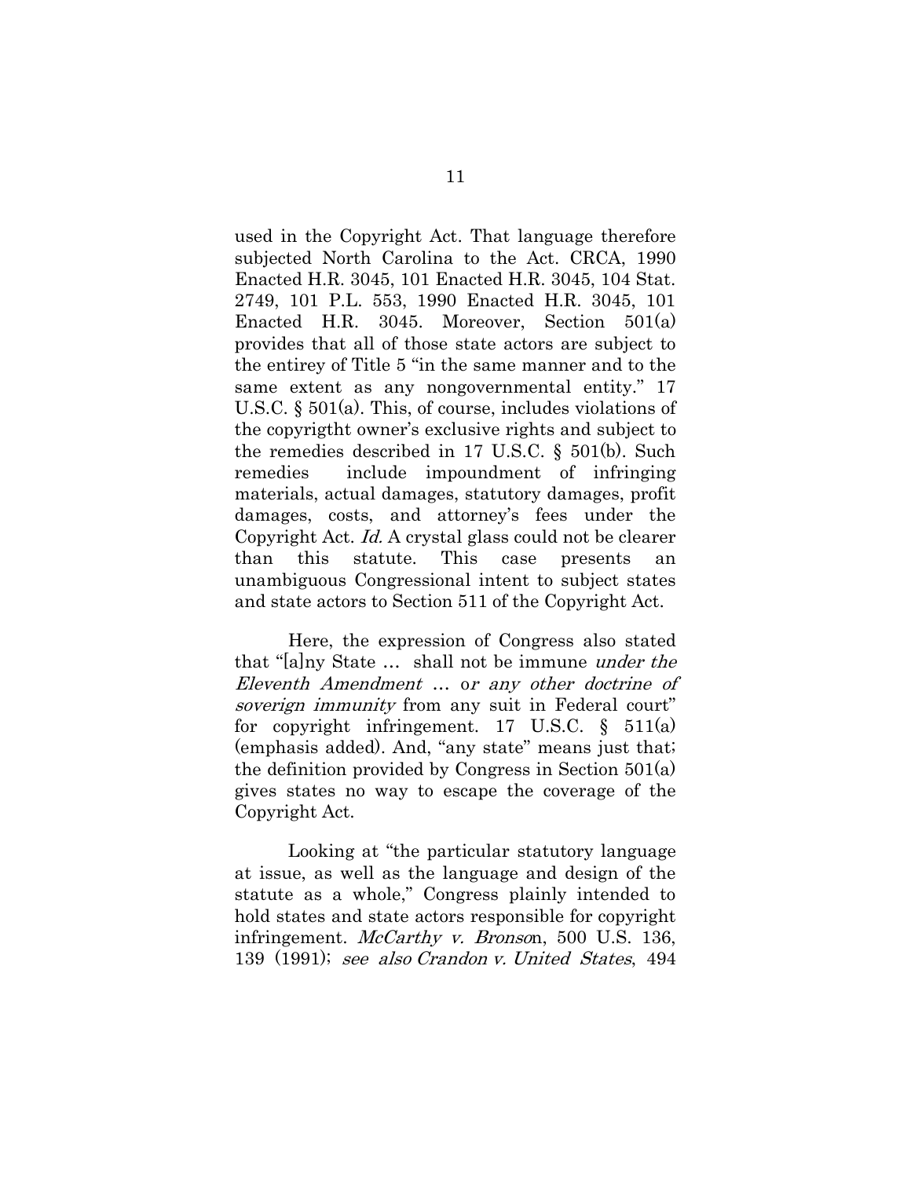used in the Copyright Act. That language therefore subjected North Carolina to the Act. CRCA, 1990 Enacted H.R. 3045, 101 Enacted H.R. 3045, 104 Stat. 2749, 101 P.L. 553, 1990 Enacted H.R. 3045, 101 Enacted H.R. 3045. Moreover, Section 501(a) provides that all of those state actors are subject to the entirey of Title 5 "in the same manner and to the same extent as any nongovernmental entity." 17 U.S.C. § 501(a). This, of course, includes violations of the copyrigtht owner's exclusive rights and subject to the remedies described in 17 U.S.C. § 501(b). Such remedies include impoundment of infringing materials, actual damages, statutory damages, profit damages, costs, and attorney's fees under the Copyright Act. *Id.* A crystal glass could not be clearer than this statute. This case presents an unambiguous Congressional intent to subject states and state actors to Section 511 of the Copyright Act.

Here, the expression of Congress also stated that "[a]ny State … shall not be immune *under the Eleventh Amendment* … o*r any other doctrine of soverign immunity* from any suit in Federal court" for copyright infringement. 17 U.S.C. § 511(a) (emphasis added). And, "any state" means just that; the definition provided by Congress in Section 501(a) gives states no way to escape the coverage of the Copyright Act.

Looking at "the particular statutory language at issue, as well as the language and design of the statute as a whole," Congress plainly intended to hold states and state actors responsible for copyright infringement. *McCarthy v. Bronso*n, 500 U.S. 136, 139 (1991); *see also Crandon v. United States*, 494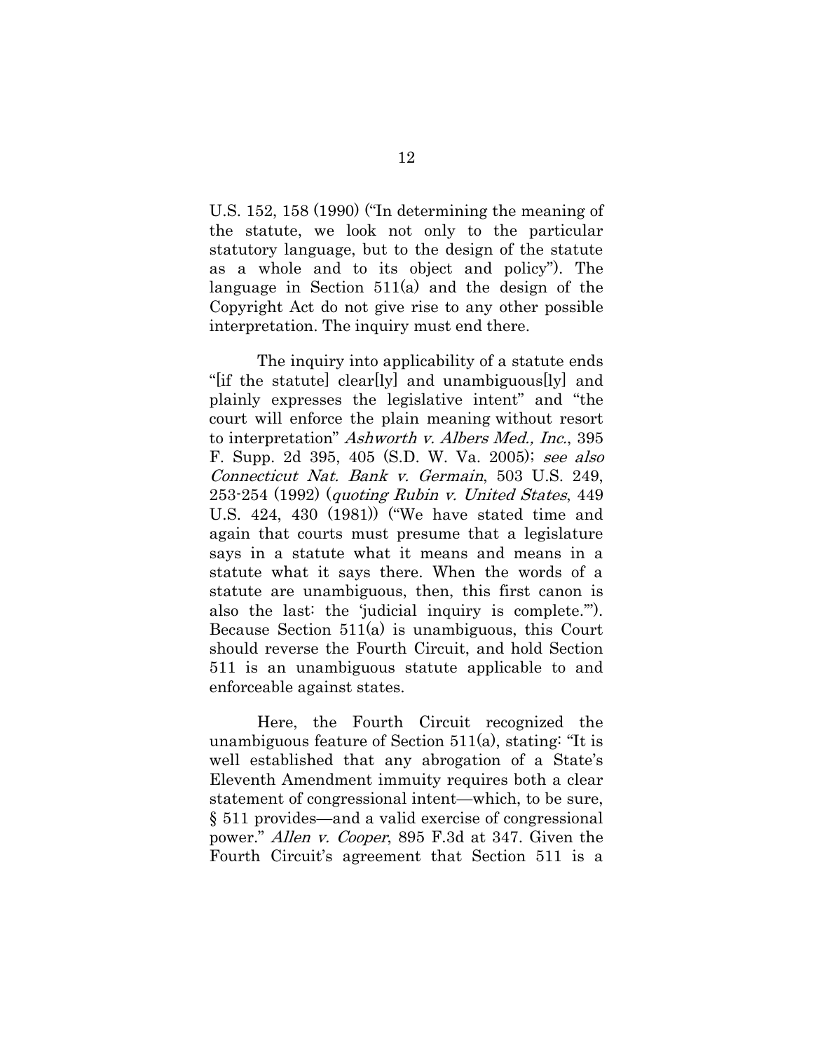U.S. 152, 158 (1990) ("In determining the meaning of the statute, we look not only to the particular statutory language, but to the design of the statute as a whole and to its object and policy"). The language in Section 511(a) and the design of the Copyright Act do not give rise to any other possible interpretation. The inquiry must end there.

The inquiry into applicability of a statute ends "[if the statute] clear[ly] and unambiguous[ly] and plainly expresses the legislative intent" and "the court will enforce the plain meaning without resort to interpretation" *Ashworth v. Albers Med., Inc.*, 395 F. Supp. 2d 395, 405 (S.D. W. Va. 2005); *see also Connecticut Nat. Bank v. Germain*, 503 U.S. 249, 253-254 (1992) (*quoting Rubin v. United States*, 449 U.S. 424, 430 (1981)) ("We have stated time and again that courts must presume that a legislature says in a statute what it means and means in a statute what it says there. When the words of a statute are unambiguous, then, this first canon is also the last: the 'judicial inquiry is complete.'"). Because Section 511(a) is unambiguous, this Court should reverse the Fourth Circuit, and hold Section 511 is an unambiguous statute applicable to and enforceable against states.

Here, the Fourth Circuit recognized the unambiguous feature of Section 511(a), stating: "It is well established that any abrogation of a State's Eleventh Amendment immuity requires both a clear statement of congressional intent—which, to be sure, § 511 provides—and a valid exercise of congressional power." *Allen v. Cooper*, 895 F.3d at 347. Given the Fourth Circuit's agreement that Section 511 is a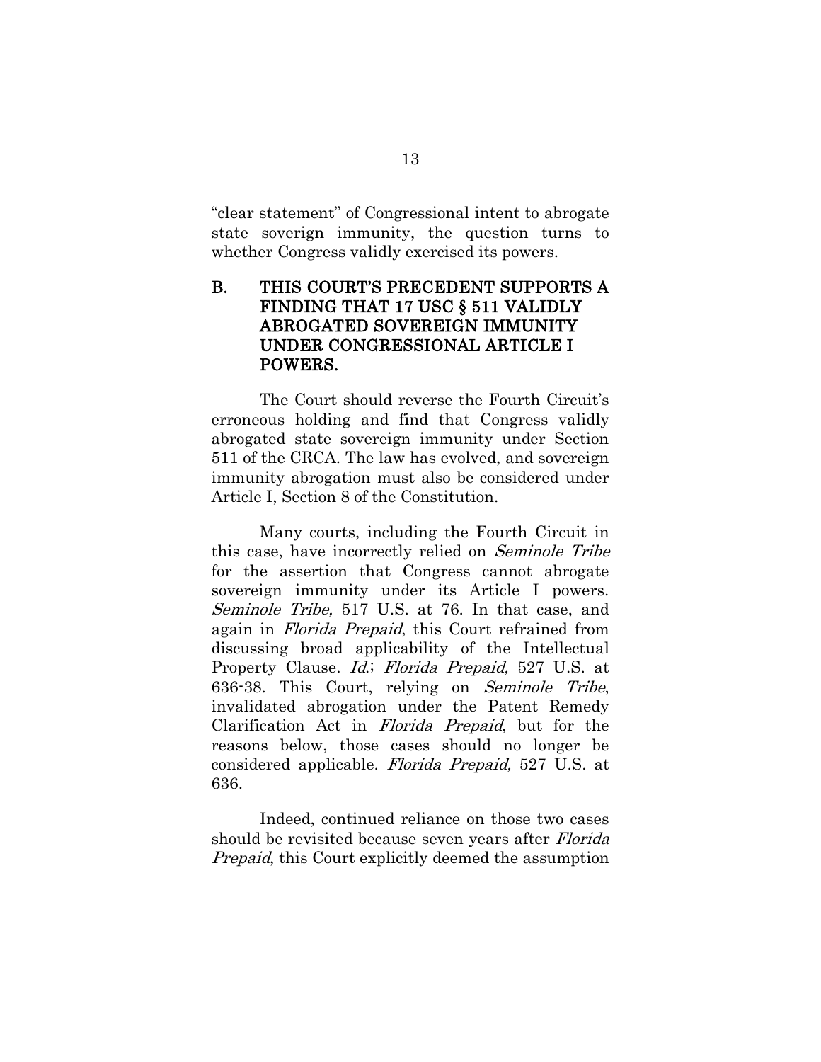"clear statement" of Congressional intent to abrogate state soverign immunity, the question turns to whether Congress validly exercised its powers.

## B. THIS COURT'S PRECEDENT SUPPORTS A FINDING THAT 17 USC § 511 VALIDLY ABROGATED SOVEREIGN IMMUNITY UNDER CONGRESSIONAL ARTICLE I POWERS.

The Court should reverse the Fourth Circuit's erroneous holding and find that Congress validly abrogated state sovereign immunity under Section 511 of the CRCA. The law has evolved, and sovereign immunity abrogation must also be considered under Article I, Section 8 of the Constitution.

Many courts, including the Fourth Circuit in this case, have incorrectly relied on *Seminole Tribe* for the assertion that Congress cannot abrogate sovereign immunity under its Article I powers. *Seminole Tribe,* 517 U.S. at 76. In that case, and again in *Florida Prepaid*, this Court refrained from discussing broad applicability of the Intellectual Property Clause. *Id.*; *Florida Prepaid,* 527 U.S. at 636-38. This Court, relying on *Seminole Tribe*, invalidated abrogation under the Patent Remedy Clarification Act in *Florida Prepaid*, but for the reasons below, those cases should no longer be considered applicable. *Florida Prepaid,* 527 U.S. at 636.

Indeed, continued reliance on those two cases should be revisited because seven years after *Florida Prepaid*, this Court explicitly deemed the assumption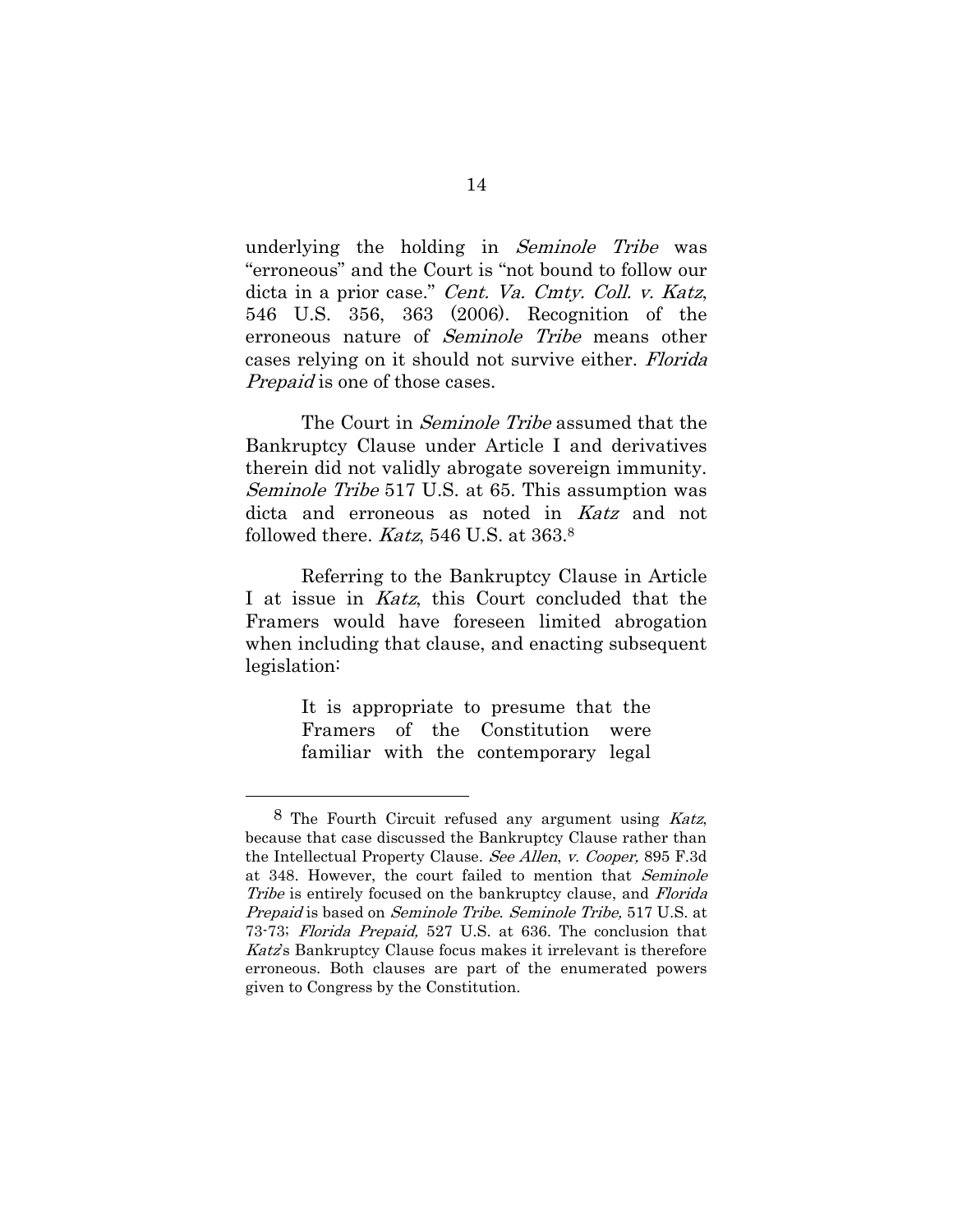underlying the holding in *Seminole Tribe* was "erroneous" and the Court is "not bound to follow our dicta in a prior case." *Cent. Va. Cmty. Coll. v. Katz*, 546 U.S. 356, 363 (2006). Recognition of the erroneous nature of *Seminole Tribe* means other cases relying on it should not survive either. *Florida Prepaid* is one of those cases.

The Court in *Seminole Tribe* assumed that the Bankruptcy Clause under Article I and derivatives therein did not validly abrogate sovereign immunity. *Seminole Tribe* 517 U.S. at 65. This assumption was dicta and erroneous as noted in *Katz* and not followed there. *Katz*, 546 U.S. at 363.[8]

Referring to the Bankruptcy Clause in Article I at issue in *Katz*, this Court concluded that the Framers would have foreseen limited abrogation when including that clause, and enacting subsequent legislation:

> It is appropriate to presume that the Framers of the Constitution were familiar with the contemporary legal

---

[8] The Fourth Circuit refused any argument using *Katz*, because that case discussed the Bankruptcy Clause rather than the Intellectual Property Clause. *See Allen*, *v. Cooper,* 895 F.3d at 348. However, the court failed to mention that *Seminole Tribe* is entirely focused on the bankruptcy clause, and *Florida Prepaid* is based on *Seminole Tribe*. *Seminole Tribe,* 517 U.S. at 73-73; *Florida Prepaid,* 527 U.S. at 636. The conclusion that *Katz*'s Bankruptcy Clause focus makes it irrelevant is therefore erroneous. Both clauses are part of the enumerated powers given to Congress by the Constitution.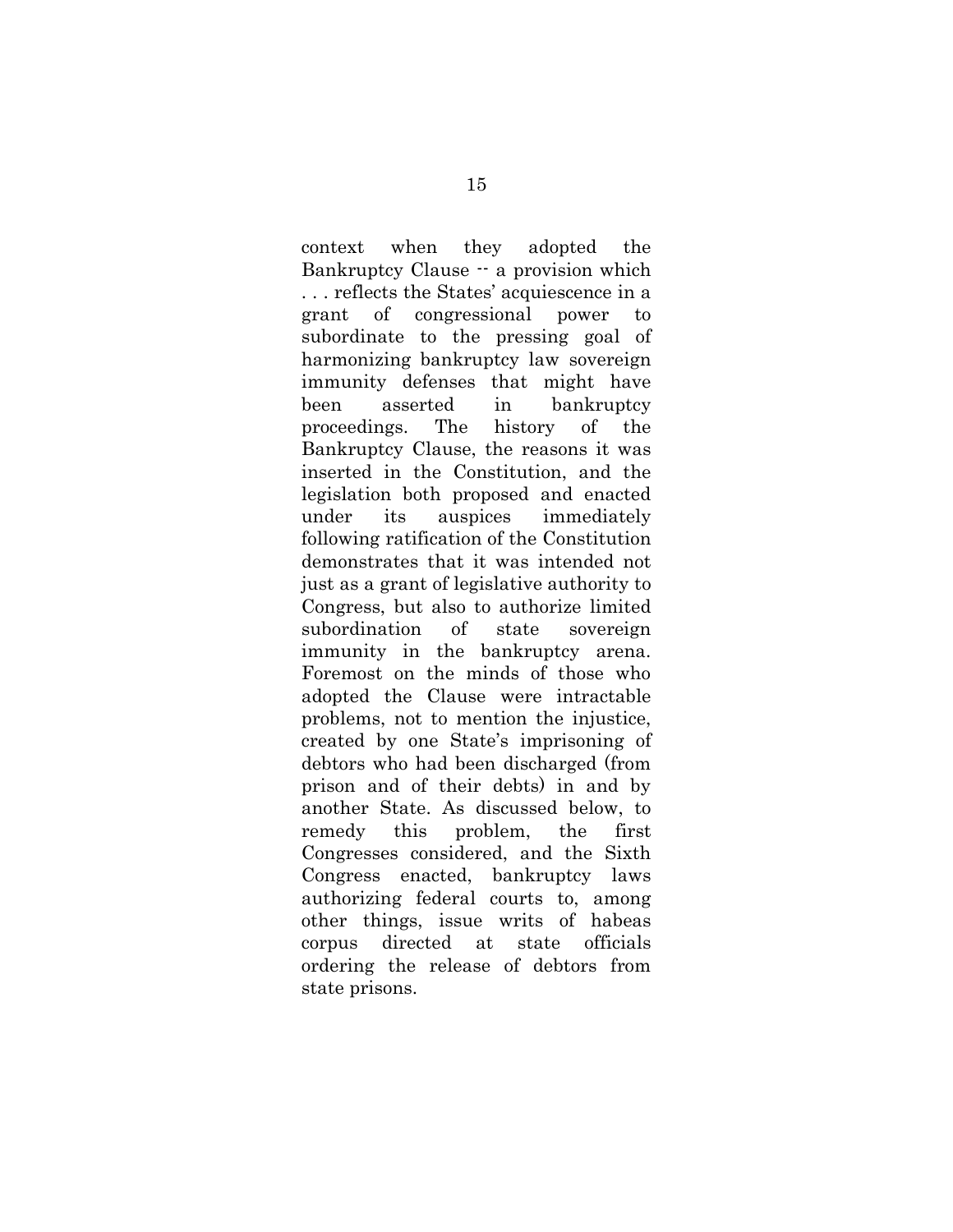context when they adopted the Bankruptcy Clause -- a provision which . . . reflects the States' acquiescence in a grant of congressional power to subordinate to the pressing goal of harmonizing bankruptcy law sovereign immunity defenses that might have been asserted in bankruptcy proceedings. The history of the Bankruptcy Clause, the reasons it was inserted in the Constitution, and the legislation both proposed and enacted under its auspices immediately following ratification of the Constitution demonstrates that it was intended not just as a grant of legislative authority to Congress, but also to authorize limited subordination of state sovereign immunity in the bankruptcy arena. Foremost on the minds of those who adopted the Clause were intractable problems, not to mention the injustice, created by one State's imprisoning of debtors who had been discharged (from prison and of their debts) in and by another State. As discussed below, to remedy this problem, the first Congresses considered, and the Sixth Congress enacted, bankruptcy laws authorizing federal courts to, among other things, issue writs of habeas corpus directed at state officials ordering the release of debtors from state prisons.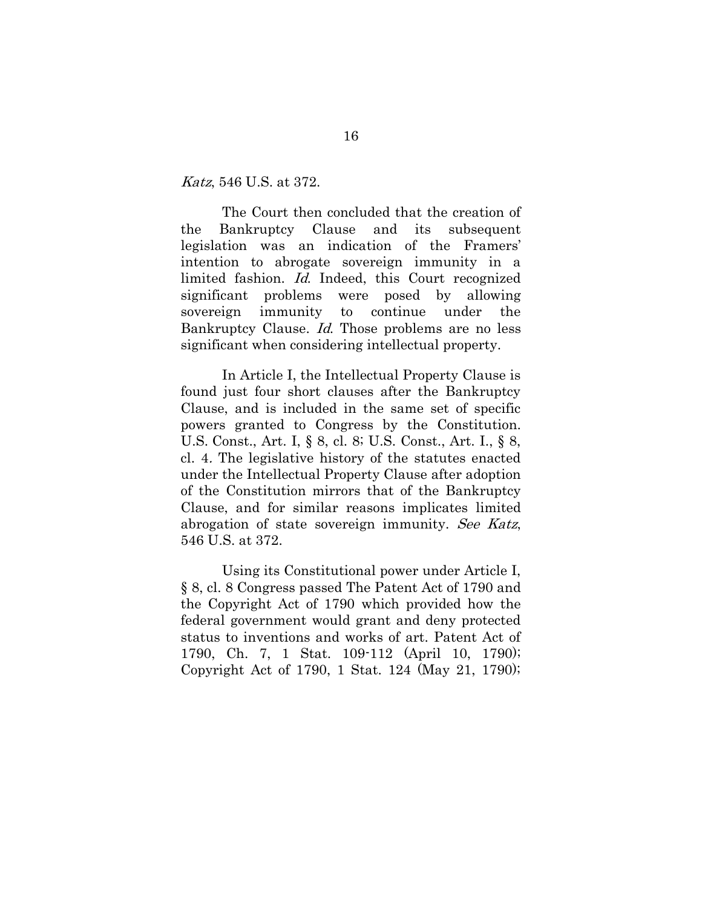*Katz*, 546 U.S. at 372.

The Court then concluded that the creation of the Bankruptcy Clause and its subsequent legislation was an indication of the Framers' intention to abrogate sovereign immunity in a limited fashion. *Id.* Indeed, this Court recognized significant problems were posed by allowing sovereign immunity to continue under the Bankruptcy Clause. *Id.* Those problems are no less significant when considering intellectual property.

In Article I, the Intellectual Property Clause is found just four short clauses after the Bankruptcy Clause, and is included in the same set of specific powers granted to Congress by the Constitution. U.S. Const., Art. I, § 8, cl. 8; U.S. Const., Art. I., § 8, cl. 4. The legislative history of the statutes enacted under the Intellectual Property Clause after adoption of the Constitution mirrors that of the Bankruptcy Clause, and for similar reasons implicates limited abrogation of state sovereign immunity. *See Katz*, 546 U.S. at 372.

Using its Constitutional power under Article I, § 8, cl. 8 Congress passed The Patent Act of 1790 and the Copyright Act of 1790 which provided how the federal government would grant and deny protected status to inventions and works of art. Patent Act of 1790, Ch. 7, 1 Stat. 109-112 (April 10, 1790); Copyright Act of 1790, 1 Stat. 124 (May 21, 1790);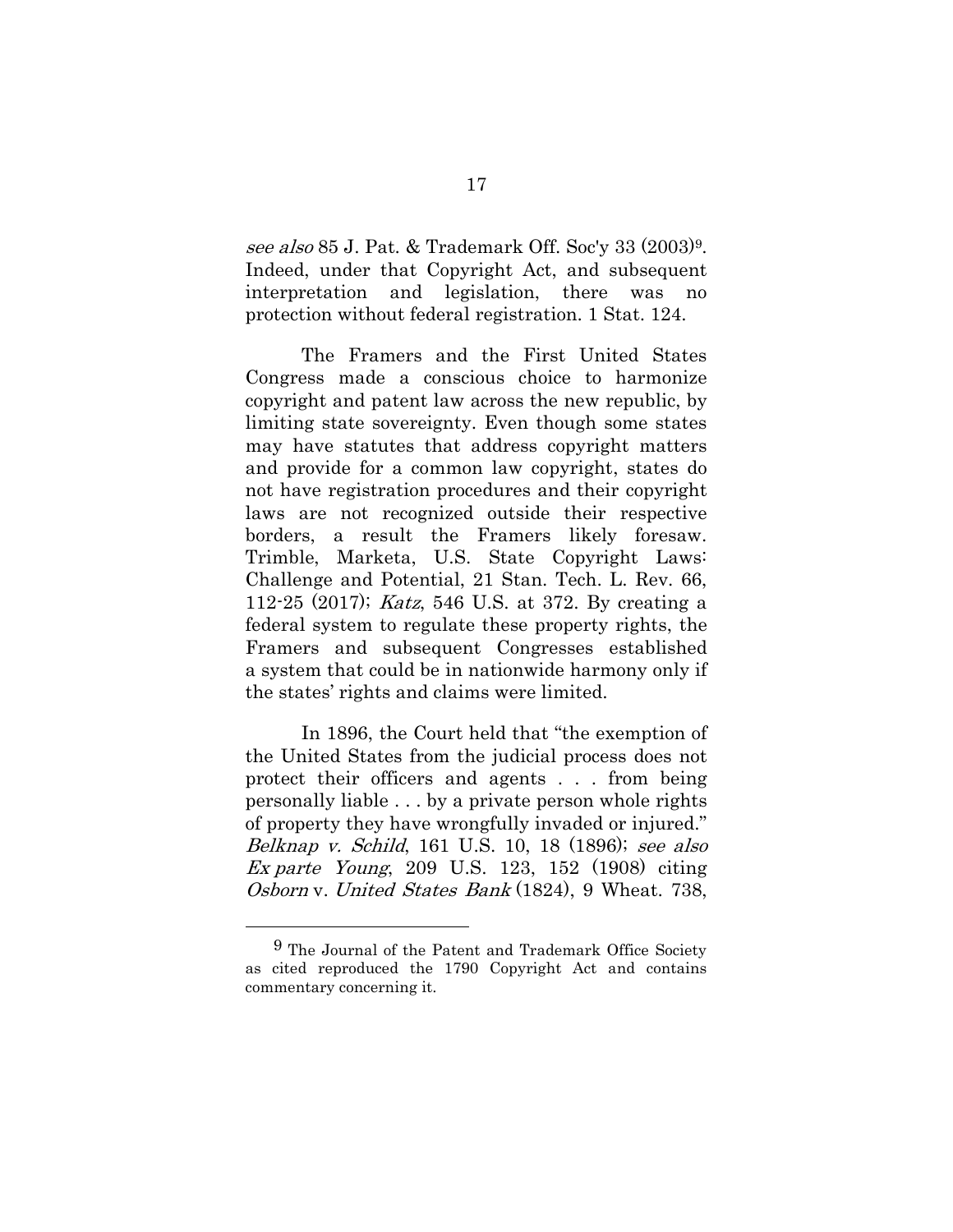*see also* 85 J. Pat. & Trademark Off. Soc'y 33 (2003)[9]. Indeed, under that Copyright Act, and subsequent interpretation and legislation, there was no protection without federal registration. 1 Stat. 124.

The Framers and the First United States Congress made a conscious choice to harmonize copyright and patent law across the new republic, by limiting state sovereignty. Even though some states may have statutes that address copyright matters and provide for a common law copyright, states do not have registration procedures and their copyright laws are not recognized outside their respective borders, a result the Framers likely foresaw. Trimble, Marketa, U.S. State Copyright Laws: Challenge and Potential, 21 Stan. Tech. L. Rev. 66, 112-25 (2017); *Katz*, 546 U.S. at 372. By creating a federal system to regulate these property rights, the Framers and subsequent Congresses established a system that could be in nationwide harmony only if the states' rights and claims were limited.

In 1896, the Court held that "the exemption of the United States from the judicial process does not protect their officers and agents . . . from being personally liable . . . by a private person whole rights of property they have wrongfully invaded or injured." *Belknap v. Schild*, 161 U.S. 10, 18 (1896); *see also Ex parte Young*, 209 U.S. 123, 152 (1908) citing *Osborn* v. *United States Bank* (1824), 9 Wheat. 738,

[9] The Journal of the Patent and Trademark Office Society as cited reproduced the 1790 Copyright Act and contains commentary concerning it.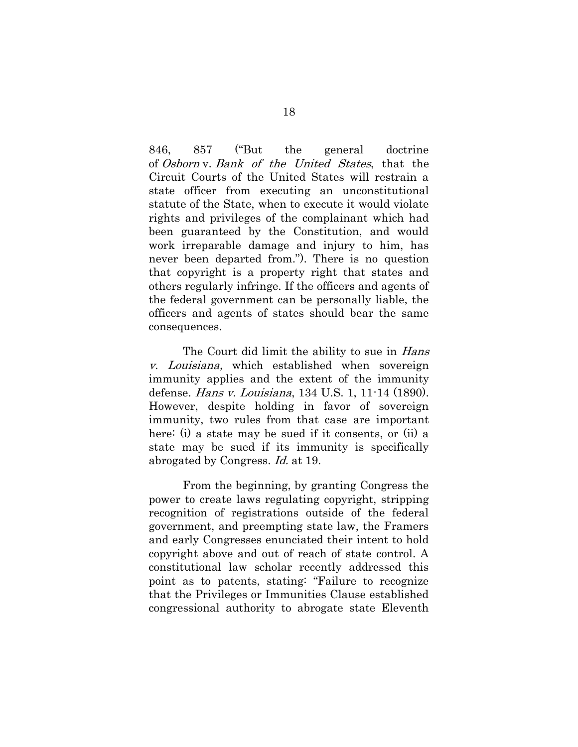846, 857 ("But the general doctrine of *Osborn* v. *Bank of the United States*, that the Circuit Courts of the United States will restrain a state officer from executing an unconstitutional statute of the State, when to execute it would violate rights and privileges of the complainant which had been guaranteed by the Constitution, and would work irreparable damage and injury to him, has never been departed from."). There is no question that copyright is a property right that states and others regularly infringe. If the officers and agents of the federal government can be personally liable, the officers and agents of states should bear the same consequences.

The Court did limit the ability to sue in *Hans v. Louisiana,* which established when sovereign immunity applies and the extent of the immunity defense. *Hans v. Louisiana*, 134 U.S. 1, 11-14 (1890). However, despite holding in favor of sovereign immunity, two rules from that case are important here: (i) a state may be sued if it consents, or (ii) a state may be sued if its immunity is specifically abrogated by Congress. *Id.* at 19.

From the beginning, by granting Congress the power to create laws regulating copyright, stripping recognition of registrations outside of the federal government, and preempting state law, the Framers and early Congresses enunciated their intent to hold copyright above and out of reach of state control. A constitutional law scholar recently addressed this point as to patents, stating: "Failure to recognize that the Privileges or Immunities Clause established congressional authority to abrogate state Eleventh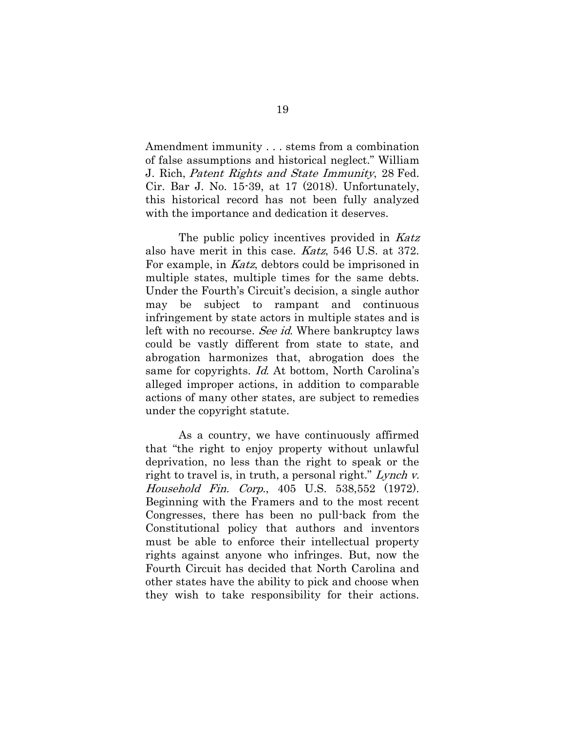Amendment immunity . . . stems from a combination of false assumptions and historical neglect." William J. Rich, *Patent Rights and State Immunity*, 28 Fed. Cir. Bar J. No. 15-39, at 17 (2018). Unfortunately, this historical record has not been fully analyzed with the importance and dedication it deserves.

The public policy incentives provided in *Katz* also have merit in this case. *Katz*, 546 U.S. at 372. For example, in *Katz*, debtors could be imprisoned in multiple states, multiple times for the same debts. Under the Fourth's Circuit's decision, a single author may be subject to rampant and continuous infringement by state actors in multiple states and is left with no recourse. *See id.* Where bankruptcy laws could be vastly different from state to state, and abrogation harmonizes that, abrogation does the same for copyrights. *Id.* At bottom, North Carolina's alleged improper actions, in addition to comparable actions of many other states, are subject to remedies under the copyright statute.

As a country, we have continuously affirmed that "the right to enjoy property without unlawful deprivation, no less than the right to speak or the right to travel is, in truth, a personal right." *Lynch v. Household Fin. Corp.*, 405 U.S. 538,552 (1972). Beginning with the Framers and to the most recent Congresses, there has been no pull-back from the Constitutional policy that authors and inventors must be able to enforce their intellectual property rights against anyone who infringes. But, now the Fourth Circuit has decided that North Carolina and other states have the ability to pick and choose when they wish to take responsibility for their actions.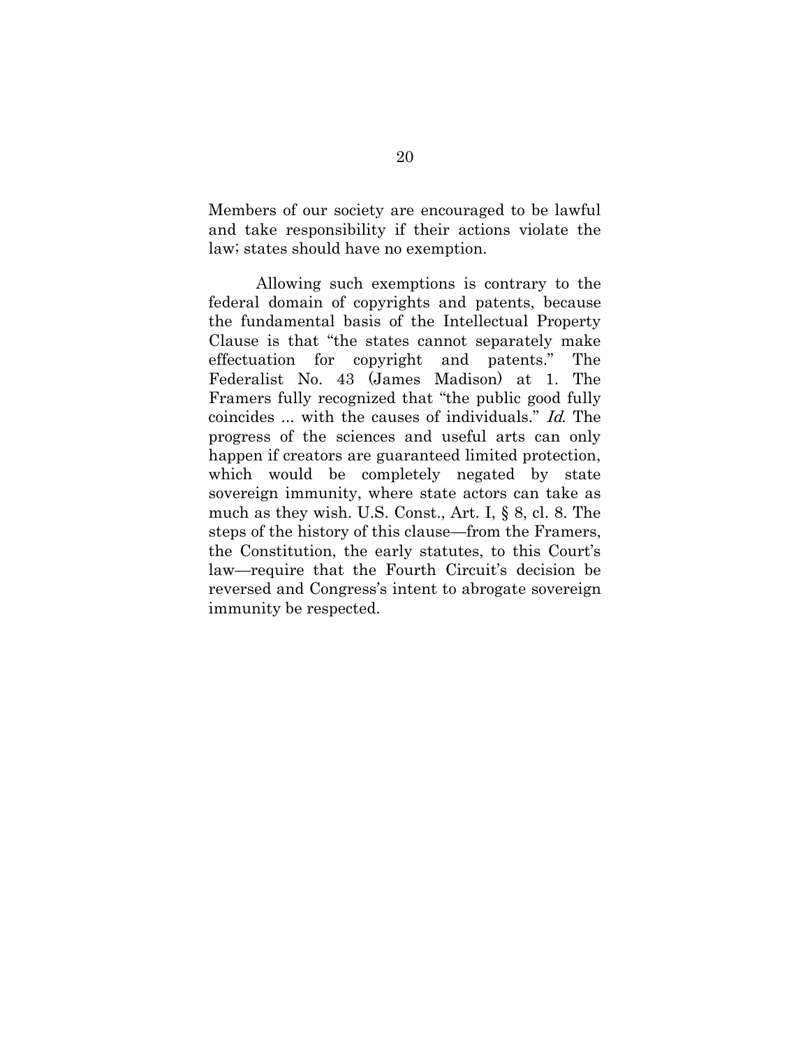Members of our society are encouraged to be lawful and take responsibility if their actions violate the law; states should have no exemption.

Allowing such exemptions is contrary to the federal domain of copyrights and patents, because the fundamental basis of the Intellectual Property Clause is that "the states cannot separately make effectuation for copyright and patents." The Federalist No. 43 (James Madison) at 1. The Framers fully recognized that "the public good fully coincides ... with the causes of individuals." *Id.* The progress of the sciences and useful arts can only happen if creators are guaranteed limited protection, which would be completely negated by state sovereign immunity, where state actors can take as much as they wish. U.S. Const., Art. I, § 8, cl. 8. The steps of the history of this clause—from the Framers, the Constitution, the early statutes, to this Court's law—require that the Fourth Circuit's decision be reversed and Congress's intent to abrogate sovereign immunity be respected.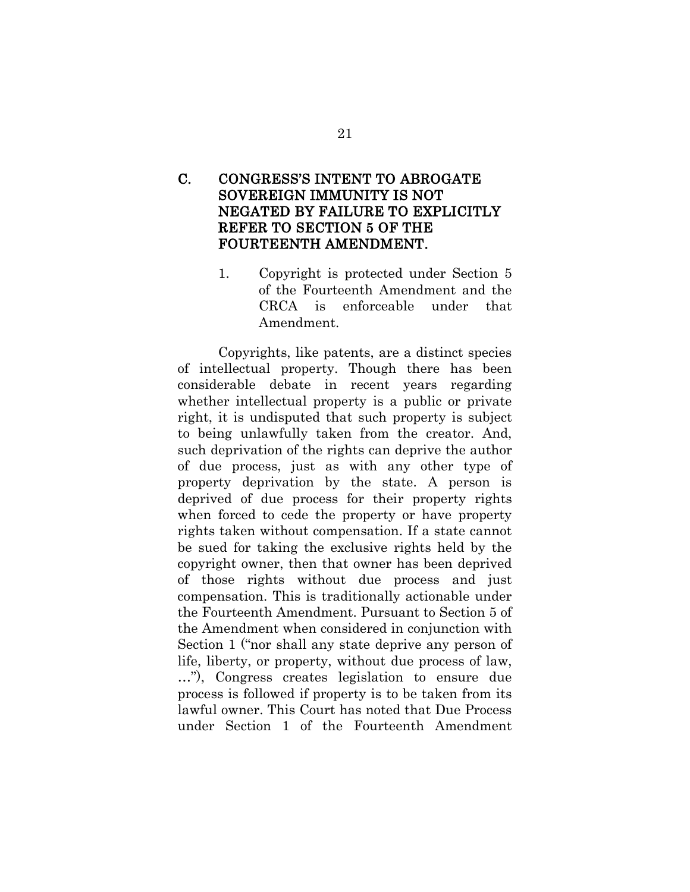### C. CONGRESS'S INTENT TO ABROGATE SOVEREIGN IMMUNITY IS NOT NEGATED BY FAILURE TO EXPLICITLY REFER TO SECTION 5 OF THE FOURTEENTH AMENDMENT.

#### 1. Copyright is protected under Section 5 of the Fourteenth Amendment and the CRCA is enforceable under that Amendment.

Copyrights, like patents, are a distinct species of intellectual property. Though there has been considerable debate in recent years regarding whether intellectual property is a public or private right, it is undisputed that such property is subject to being unlawfully taken from the creator. And, such deprivation of the rights can deprive the author of due process, just as with any other type of property deprivation by the state. A person is deprived of due process for their property rights when forced to cede the property or have property rights taken without compensation. If a state cannot be sued for taking the exclusive rights held by the copyright owner, then that owner has been deprived of those rights without due process and just compensation. This is traditionally actionable under the Fourteenth Amendment. Pursuant to Section 5 of the Amendment when considered in conjunction with Section 1 ("nor shall any state deprive any person of life, liberty, or property, without due process of law, …"), Congress creates legislation to ensure due process is followed if property is to be taken from its lawful owner. This Court has noted that Due Process under Section 1 of the Fourteenth Amendment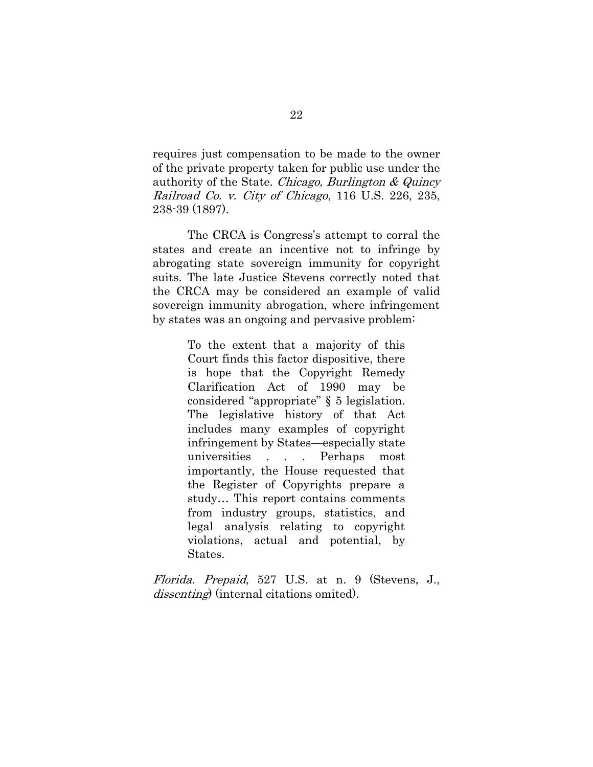requires just compensation to be made to the owner of the private property taken for public use under the authority of the State. *Chicago, Burlington & Quincy Railroad Co. v. City of Chicago*, 116 U.S. 226, 235, 238-39 (1897).

The CRCA is Congress's attempt to corral the states and create an incentive not to infringe by abrogating state sovereign immunity for copyright suits. The late Justice Stevens correctly noted that the CRCA may be considered an example of valid sovereign immunity abrogation, where infringement by states was an ongoing and pervasive problem:

> To the extent that a majority of this Court finds this factor dispositive, there is hope that the Copyright Remedy Clarification Act of 1990 may be considered "appropriate" § 5 legislation. The legislative history of that Act includes many examples of copyright infringement by States—especially state universities . . . Perhaps most importantly, the House requested that the Register of Copyrights prepare a study… This report contains comments from industry groups, statistics, and legal analysis relating to copyright violations, actual and potential, by States.

*Florida. Prepaid*, 527 U.S. at n. 9 (Stevens, J., *dissenting*) (internal citations omited).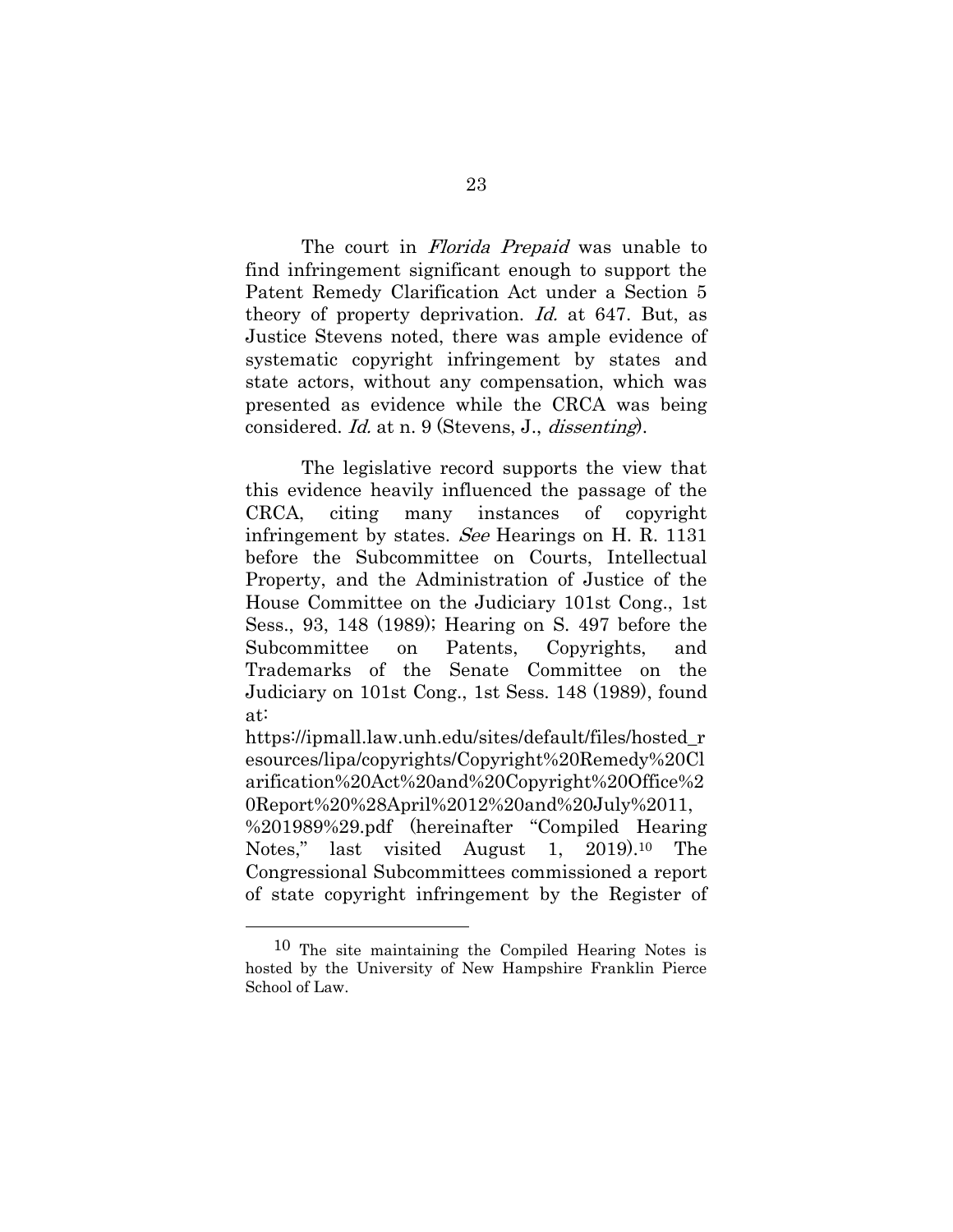The court in *Florida Prepaid* was unable to find infringement significant enough to support the Patent Remedy Clarification Act under a Section 5 theory of property deprivation. *Id.* at 647. But, as Justice Stevens noted, there was ample evidence of systematic copyright infringement by states and state actors, without any compensation, which was presented as evidence while the CRCA was being considered. *Id.* at n. 9 (Stevens, J., *dissenting*).

The legislative record supports the view that this evidence heavily influenced the passage of the CRCA, citing many instances of copyright infringement by states. *See* Hearings on H. R. 1131 before the Subcommittee on Courts, Intellectual Property, and the Administration of Justice of the House Committee on the Judiciary 101st Cong., 1st Sess., 93, 148 (1989); Hearing on S. 497 before the Subcommittee on Patents, Copyrights, and Trademarks of the Senate Committee on the Judiciary on 101st Cong., 1st Sess. 148 (1989), found at: https://ipmall.law.unh.edu/sites/default/files/hosted_resources/lipa/copyrights/Copyright%20Remedy%20Clarification%20Act%20and%20Copyright%20Office%20Report%20%28April%2012%20and%20July%2011, %201989%29.pdf (hereinafter "Compiled Hearing Notes," last visited August 1, 2019).[10] The Congressional Subcommittees commissioned a report of state copyright infringement by the Register of

---

[10] The site maintaining the Compiled Hearing Notes is hosted by the University of New Hampshire Franklin Pierce School of Law.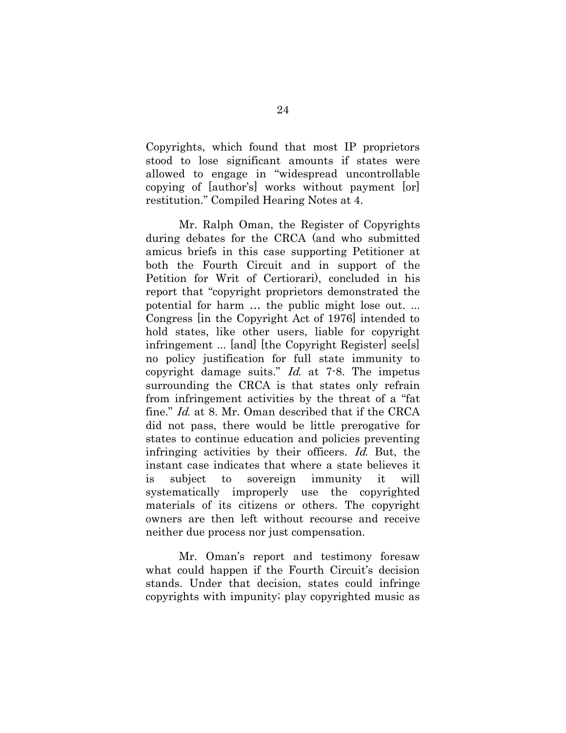Copyrights, which found that most IP proprietors stood to lose significant amounts if states were allowed to engage in "widespread uncontrollable copying of [author's] works without payment [or] restitution." Compiled Hearing Notes at 4.

Mr. Ralph Oman, the Register of Copyrights during debates for the CRCA (and who submitted amicus briefs in this case supporting Petitioner at both the Fourth Circuit and in support of the Petition for Writ of Certiorari), concluded in his report that "copyright proprietors demonstrated the potential for harm … the public might lose out. ... Congress [in the Copyright Act of 1976] intended to hold states, like other users, liable for copyright infringement ... [and] [the Copyright Register] see[s] no policy justification for full state immunity to copyright damage suits." *Id.* at 7-8. The impetus surrounding the CRCA is that states only refrain from infringement activities by the threat of a "fat fine." *Id.* at 8. Mr. Oman described that if the CRCA did not pass, there would be little prerogative for states to continue education and policies preventing infringing activities by their officers. *Id.* But, the instant case indicates that where a state believes it is subject to sovereign immunity it will systematically improperly use the copyrighted materials of its citizens or others. The copyright owners are then left without recourse and receive neither due process nor just compensation.

Mr. Oman's report and testimony foresaw what could happen if the Fourth Circuit's decision stands. Under that decision, states could infringe copyrights with impunity; play copyrighted music as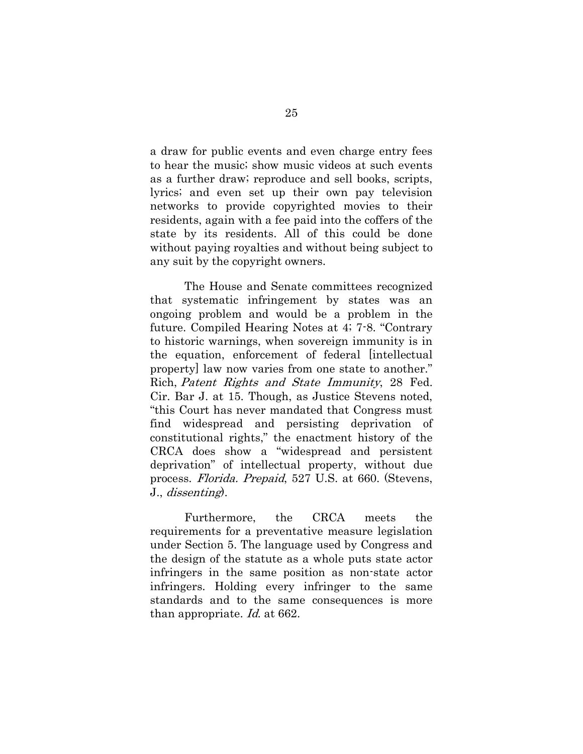a draw for public events and even charge entry fees to hear the music; show music videos at such events as a further draw; reproduce and sell books, scripts, lyrics; and even set up their own pay television networks to provide copyrighted movies to their residents, again with a fee paid into the coffers of the state by its residents. All of this could be done without paying royalties and without being subject to any suit by the copyright owners.

The House and Senate committees recognized that systematic infringement by states was an ongoing problem and would be a problem in the future. Compiled Hearing Notes at 4; 7-8. "Contrary to historic warnings, when sovereign immunity is in the equation, enforcement of federal [intellectual property] law now varies from one state to another." Rich, *Patent Rights and State Immunity*, 28 Fed. Cir. Bar J. at 15. Though, as Justice Stevens noted, "this Court has never mandated that Congress must find widespread and persisting deprivation of constitutional rights," the enactment history of the CRCA does show a "widespread and persistent deprivation" of intellectual property, without due process. *Florida. Prepaid*, 527 U.S. at 660. (Stevens, J., *dissenting*).

Furthermore, the CRCA meets the requirements for a preventative measure legislation under Section 5. The language used by Congress and the design of the statute as a whole puts state actor infringers in the same position as non-state actor infringers. Holding every infringer to the same standards and to the same consequences is more than appropriate. *Id.* at 662.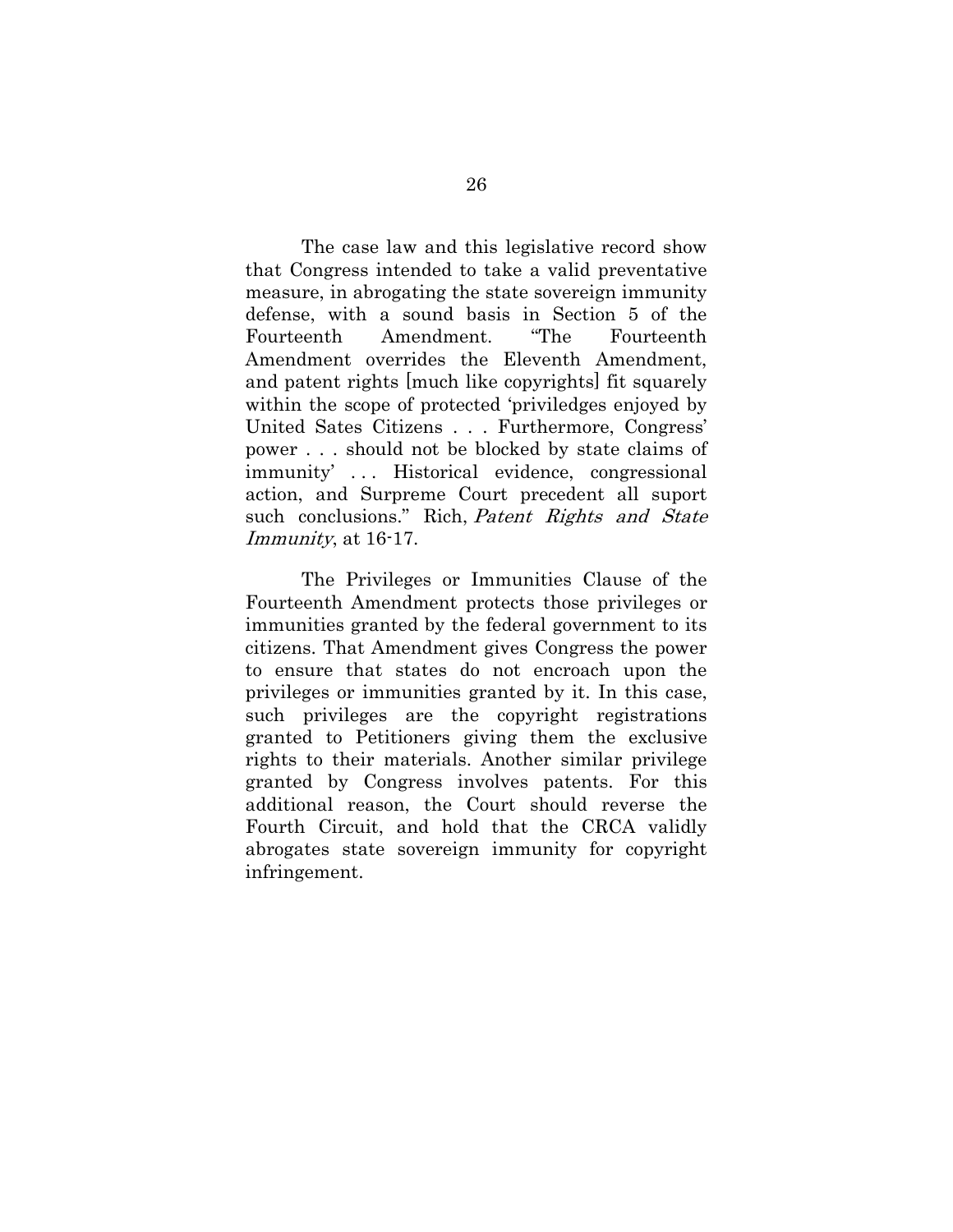The case law and this legislative record show that Congress intended to take a valid preventative measure, in abrogating the state sovereign immunity defense, with a sound basis in Section 5 of the Fourteenth Amendment. "The Fourteenth Amendment overrides the Eleventh Amendment, and patent rights [much like copyrights] fit squarely within the scope of protected 'priviledges enjoyed by United Sates Citizens . . . Furthermore, Congress' power . . . should not be blocked by state claims of immunity' . . . Historical evidence, congressional action, and Surpreme Court precedent all suport such conclusions." Rich, *Patent Rights and State Immunity*, at 16-17.

The Privileges or Immunities Clause of the Fourteenth Amendment protects those privileges or immunities granted by the federal government to its citizens. That Amendment gives Congress the power to ensure that states do not encroach upon the privileges or immunities granted by it. In this case, such privileges are the copyright registrations granted to Petitioners giving them the exclusive rights to their materials. Another similar privilege granted by Congress involves patents. For this additional reason, the Court should reverse the Fourth Circuit, and hold that the CRCA validly abrogates state sovereign immunity for copyright infringement.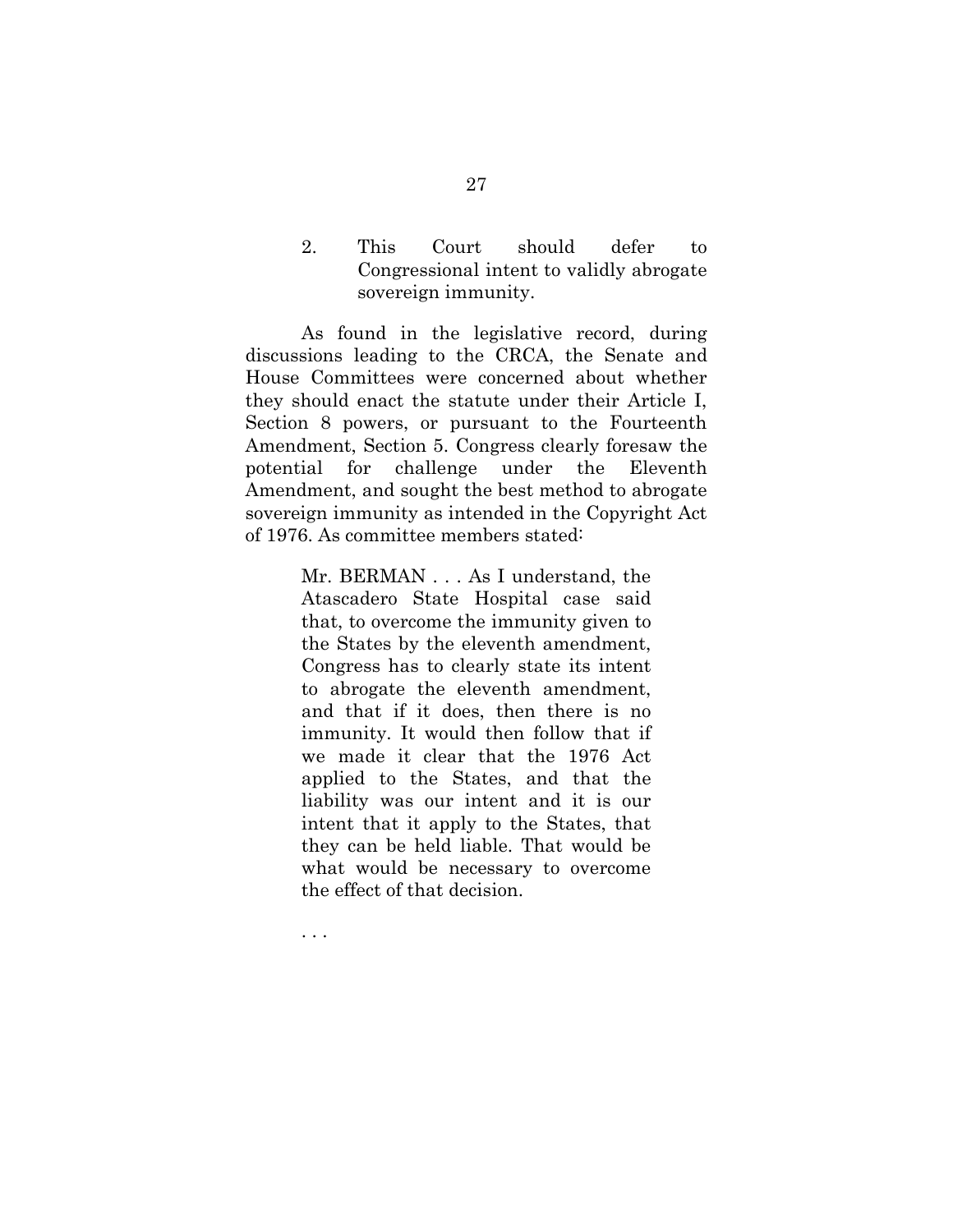2. This Court should defer to Congressional intent to validly abrogate sovereign immunity.

As found in the legislative record, during discussions leading to the CRCA, the Senate and House Committees were concerned about whether they should enact the statute under their Article I, Section 8 powers, or pursuant to the Fourteenth Amendment, Section 5. Congress clearly foresaw the potential for challenge under the Eleventh Amendment, and sought the best method to abrogate sovereign immunity as intended in the Copyright Act of 1976. As committee members stated:

> Mr. BERMAN . . . As I understand, the Atascadero State Hospital case said that, to overcome the immunity given to the States by the eleventh amendment, Congress has to clearly state its intent to abrogate the eleventh amendment, and that if it does, then there is no immunity. It would then follow that if we made it clear that the 1976 Act applied to the States, and that the liability was our intent and it is our intent that it apply to the States, that they can be held liable. That would be what would be necessary to overcome the effect of that decision.
>
> . . .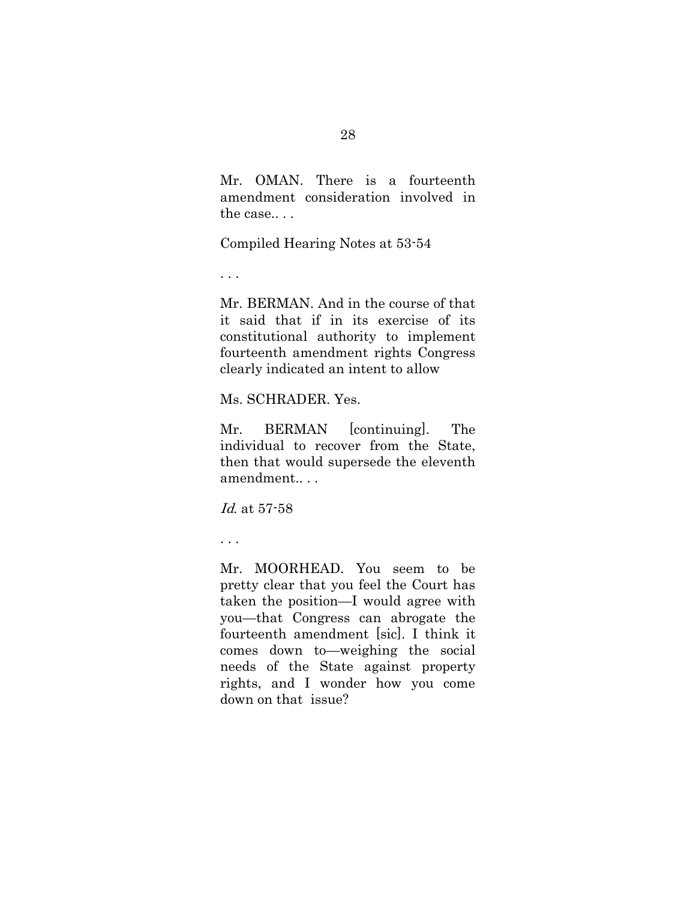Mr. OMAN. There is a fourteenth amendment consideration involved in the case.. . .

Compiled Hearing Notes at 53-54

. . .

Mr. BERMAN. And in the course of that it said that if in its exercise of its constitutional authority to implement fourteenth amendment rights Congress clearly indicated an intent to allow

Ms. SCHRADER. Yes.

Mr. BERMAN [continuing]. The individual to recover from the State, then that would supersede the eleventh amendment.. . .

*Id.* at 57-58

. . .

Mr. MOORHEAD. You seem to be pretty clear that you feel the Court has taken the position—I would agree with you—that Congress can abrogate the fourteenth amendment [sic]. I think it comes down to—weighing the social needs of the State against property rights, and I wonder how you come down on that issue?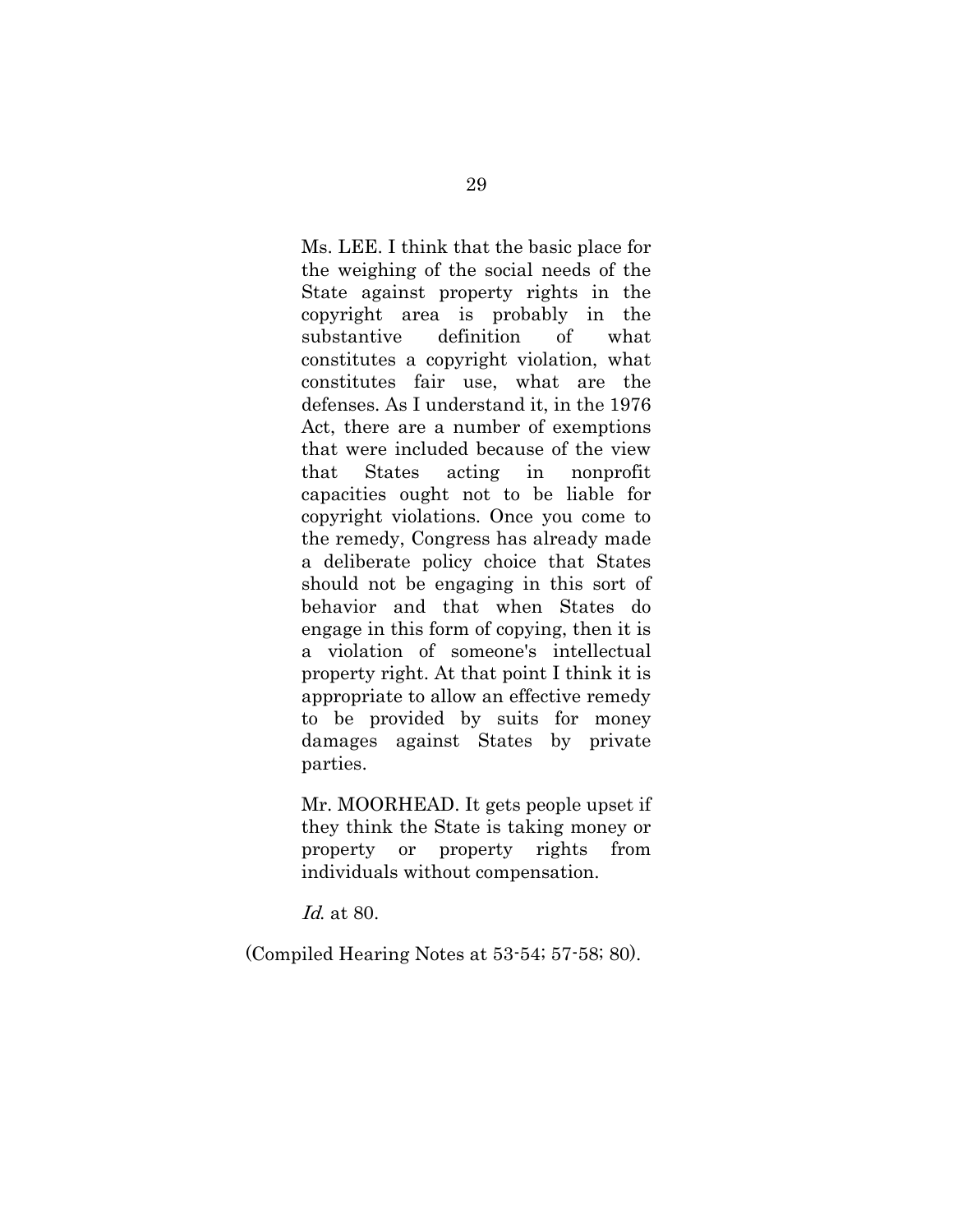Ms. LEE. I think that the basic place for the weighing of the social needs of the State against property rights in the copyright area is probably in the substantive definition of what constitutes a copyright violation, what constitutes fair use, what are the defenses. As I understand it, in the 1976 Act, there are a number of exemptions that were included because of the view that States acting in nonprofit capacities ought not to be liable for copyright violations. Once you come to the remedy, Congress has already made a deliberate policy choice that States should not be engaging in this sort of behavior and that when States do engage in this form of copying, then it is a violation of someone's intellectual property right. At that point I think it is appropriate to allow an effective remedy to be provided by suits for money damages against States by private parties.

Mr. MOORHEAD. It gets people upset if they think the State is taking money or property or property rights from individuals without compensation.

*Id.* at 80.

(Compiled Hearing Notes at 53-54; 57-58; 80).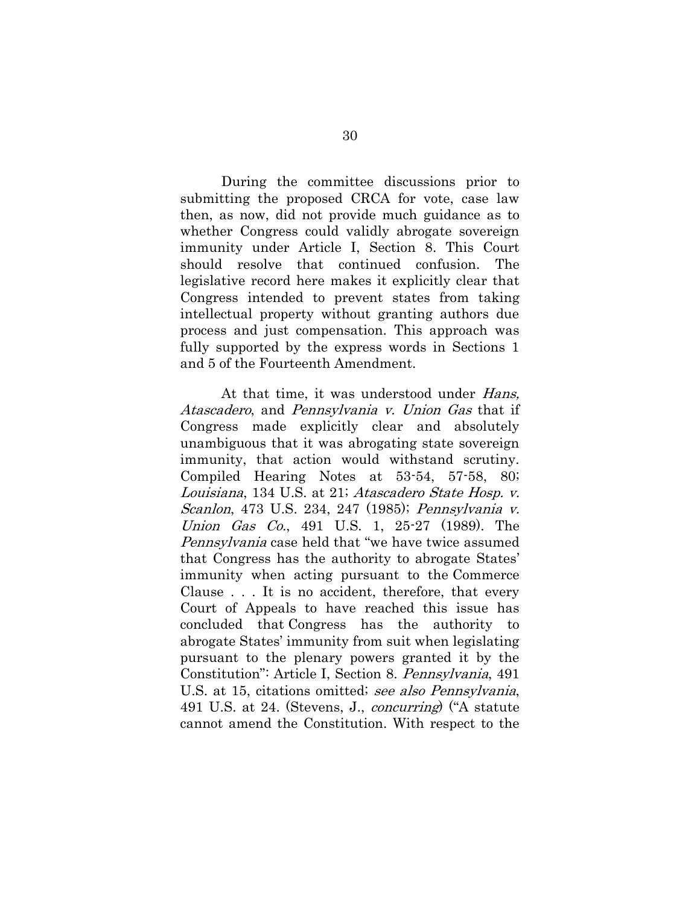During the committee discussions prior to submitting the proposed CRCA for vote, case law then, as now, did not provide much guidance as to whether Congress could validly abrogate sovereign immunity under Article I, Section 8. This Court should resolve that continued confusion. The legislative record here makes it explicitly clear that Congress intended to prevent states from taking intellectual property without granting authors due process and just compensation. This approach was fully supported by the express words in Sections 1 and 5 of the Fourteenth Amendment.

At that time, it was understood under *Hans, Atascadero*, and *Pennsylvania v. Union Gas* that if Congress made explicitly clear and absolutely unambiguous that it was abrogating state sovereign immunity, that action would withstand scrutiny. Compiled Hearing Notes at 53-54, 57-58, 80; *Louisiana*, 134 U.S. at 21; *Atascadero State Hosp. v. Scanlon*, 473 U.S. 234, 247 (1985); *Pennsylvania v. Union Gas Co.*, 491 U.S. 1, 25-27 (1989). The *Pennsylvania* case held that "we have twice assumed that Congress has the authority to abrogate States' immunity when acting pursuant to the Commerce Clause . . . It is no accident, therefore, that every Court of Appeals to have reached this issue has concluded that Congress has the authority to abrogate States' immunity from suit when legislating pursuant to the plenary powers granted it by the Constitution": Article I, Section 8. *Pennsylvania*, 491 U.S. at 15, citations omitted; *see also Pennsylvania*, 491 U.S. at 24. (Stevens, J., *concurring*) ("A statute cannot amend the Constitution. With respect to the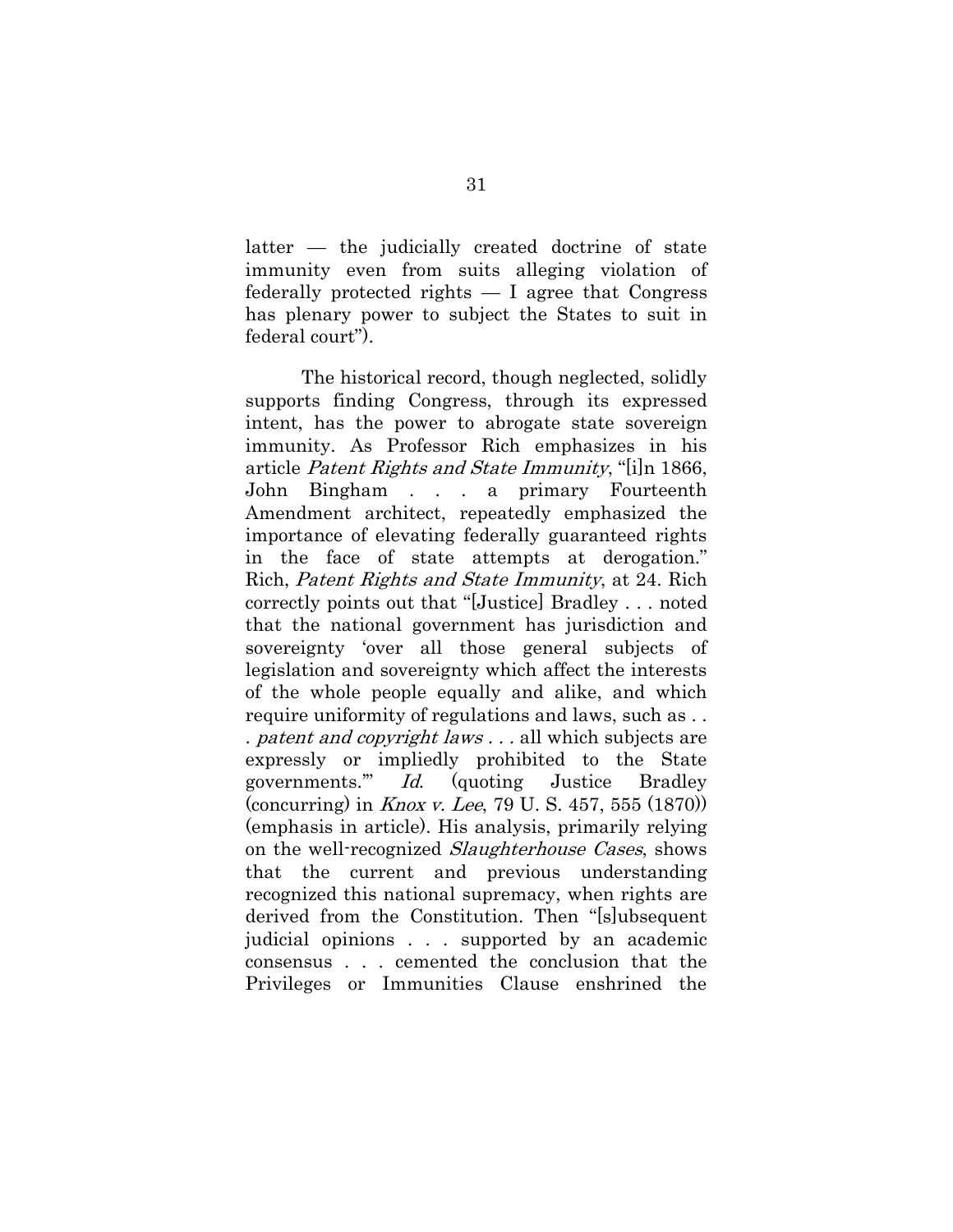latter — the judicially created doctrine of state immunity even from suits alleging violation of federally protected rights — I agree that Congress has plenary power to subject the States to suit in federal court").

The historical record, though neglected, solidly supports finding Congress, through its expressed intent, has the power to abrogate state sovereign immunity. As Professor Rich emphasizes in his article *Patent Rights and State Immunity*, "[i]n 1866, John Bingham . . . a primary Fourteenth Amendment architect, repeatedly emphasized the importance of elevating federally guaranteed rights in the face of state attempts at derogation." Rich, *Patent Rights and State Immunity*, at 24. Rich correctly points out that "[Justice] Bradley . . . noted that the national government has jurisdiction and sovereignty 'over all those general subjects of legislation and sovereignty which affect the interests of the whole people equally and alike, and which require uniformity of regulations and laws, such as . . . *patent and copyright laws . . .* all which subjects are expressly or impliedly prohibited to the State governments.'" *Id.* (quoting Justice Bradley (concurring) in *Knox v. Lee*, 79 U. S. 457, 555 (1870)) (emphasis in article). His analysis, primarily relying on the well-recognized *Slaughterhouse Cases*, shows that the current and previous understanding recognized this national supremacy, when rights are derived from the Constitution. Then "[s]ubsequent judicial opinions . . . supported by an academic consensus . . . cemented the conclusion that the Privileges or Immunities Clause enshrined the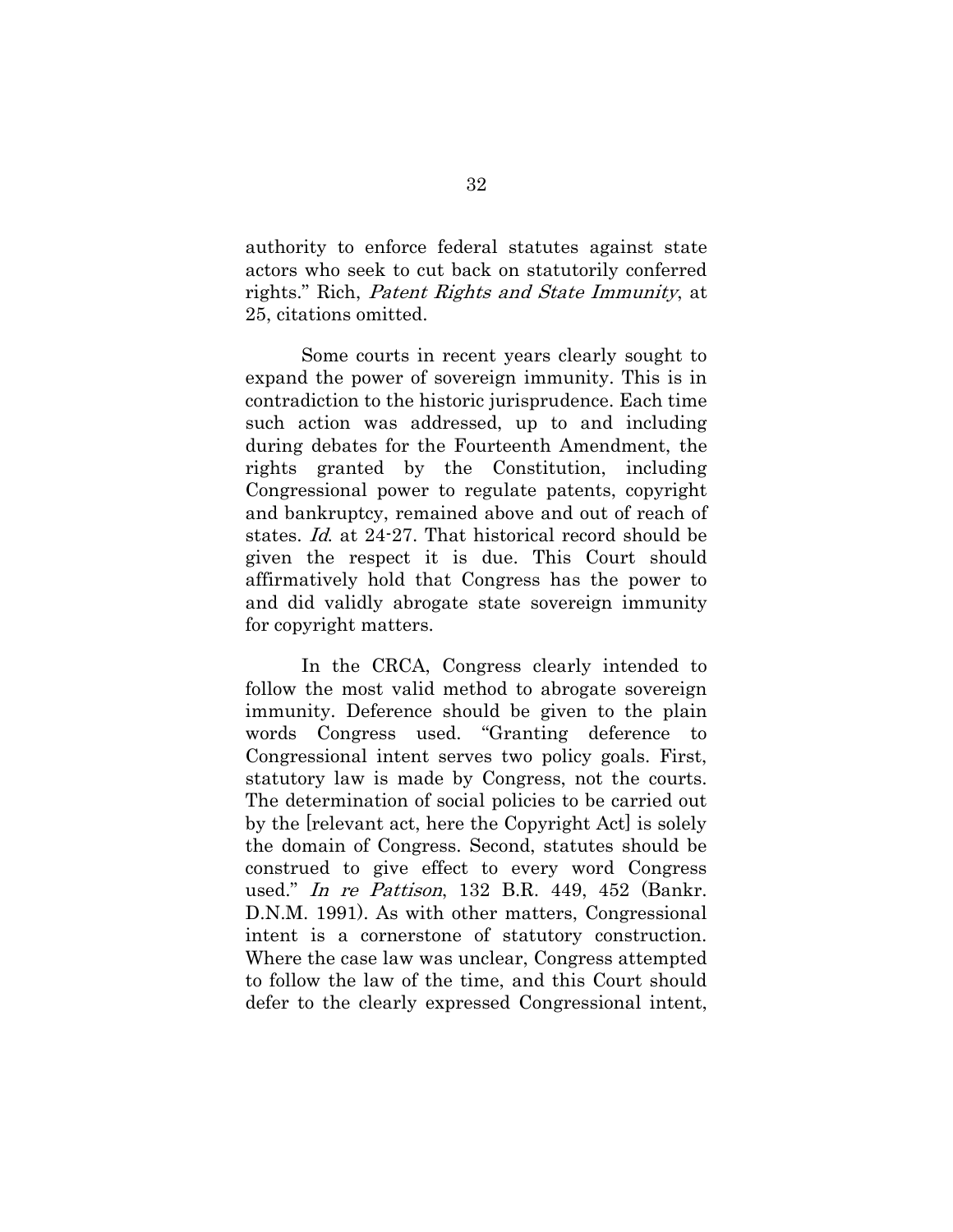authority to enforce federal statutes against state actors who seek to cut back on statutorily conferred rights." Rich, *Patent Rights and State Immunity*, at 25, citations omitted.

Some courts in recent years clearly sought to expand the power of sovereign immunity. This is in contradiction to the historic jurisprudence. Each time such action was addressed, up to and including during debates for the Fourteenth Amendment, the rights granted by the Constitution, including Congressional power to regulate patents, copyright and bankruptcy, remained above and out of reach of states. *Id.* at 24-27. That historical record should be given the respect it is due. This Court should affirmatively hold that Congress has the power to and did validly abrogate state sovereign immunity for copyright matters.

In the CRCA, Congress clearly intended to follow the most valid method to abrogate sovereign immunity. Deference should be given to the plain words Congress used. "Granting deference to Congressional intent serves two policy goals. First, statutory law is made by Congress, not the courts. The determination of social policies to be carried out by the [relevant act, here the Copyright Act] is solely the domain of Congress. Second, statutes should be construed to give effect to every word Congress used." *In re Pattison*, 132 B.R. 449, 452 (Bankr. D.N.M. 1991). As with other matters, Congressional intent is a cornerstone of statutory construction. Where the case law was unclear, Congress attempted to follow the law of the time, and this Court should defer to the clearly expressed Congressional intent,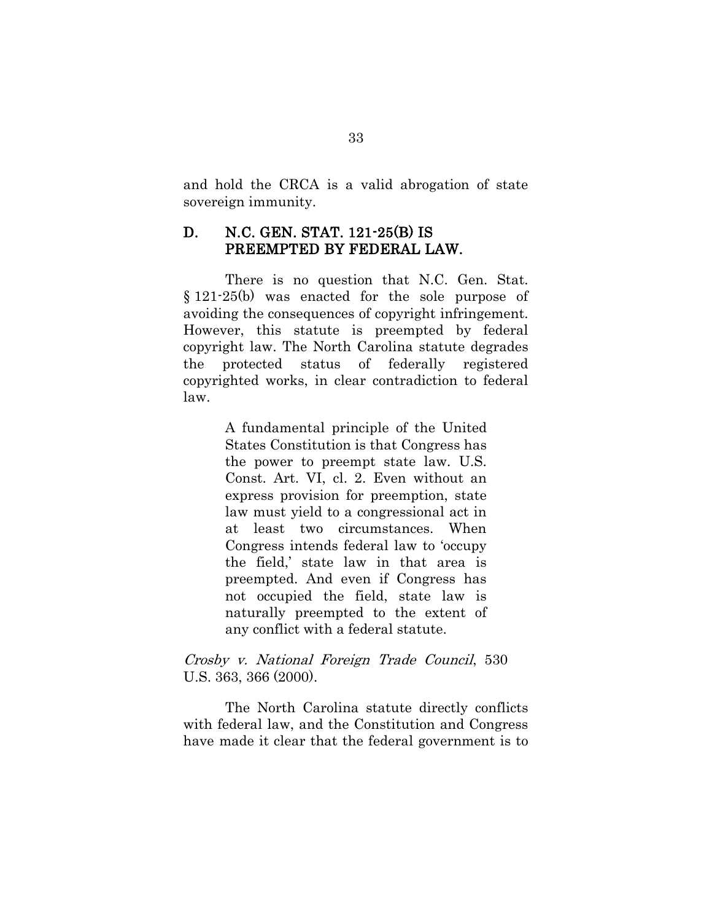and hold the CRCA is a valid abrogation of state sovereign immunity.

### D. N.C. GEN. STAT. 121-25(B) IS PREEMPTED BY FEDERAL LAW.

There is no question that N.C. Gen. Stat. § 121-25(b) was enacted for the sole purpose of avoiding the consequences of copyright infringement. However, this statute is preempted by federal copyright law. The North Carolina statute degrades the protected status of federally registered copyrighted works, in clear contradiction to federal law.

> A fundamental principle of the United States Constitution is that Congress has the power to preempt state law. U.S. Const. Art. VI, cl. 2. Even without an express provision for preemption, state law must yield to a congressional act in at least two circumstances. When Congress intends federal law to 'occupy the field,' state law in that area is preempted. And even if Congress has not occupied the field, state law is naturally preempted to the extent of any conflict with a federal statute.

*Crosby v. National Foreign Trade Council*, 530 U.S. 363, 366 (2000).

The North Carolina statute directly conflicts with federal law, and the Constitution and Congress have made it clear that the federal government is to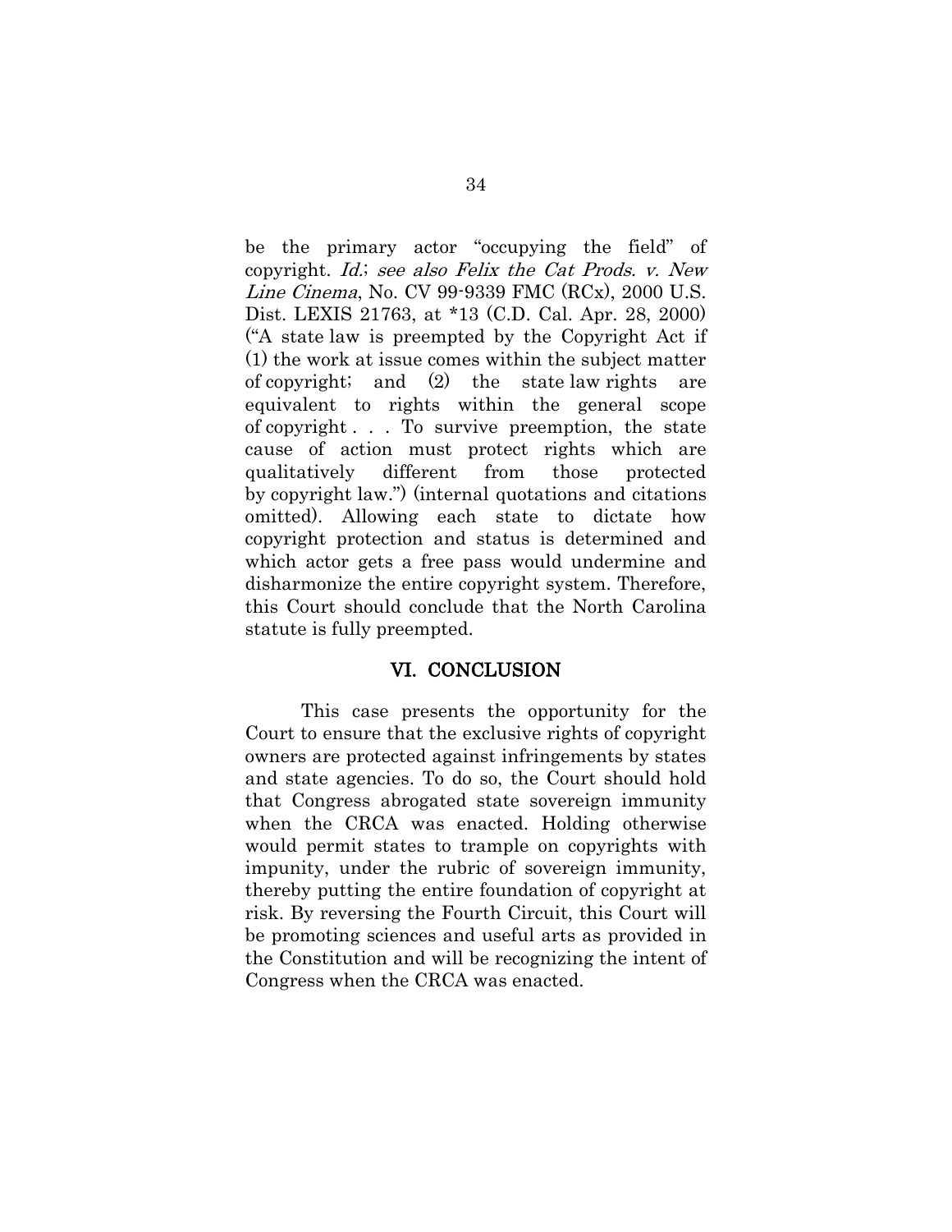be the primary actor "occupying the field" of copyright. *Id.*; *see also Felix the Cat Prods. v. New Line Cinema*, No. CV 99-9339 FMC (RCx), 2000 U.S. Dist. LEXIS 21763, at *13 (C.D. Cal. Apr. 28, 2000) ("A state law is preempted by the Copyright Act if (1) the work at issue comes within the subject matter of copyright; and (2) the state law rights are equivalent to rights within the general scope of copyright . . . To survive preemption, the state cause of action must protect rights which are qualitatively different from those protected by copyright law.") (internal quotations and citations omitted). Allowing each state to dictate how copyright protection and status is determined and which actor gets a free pass would undermine and disharmonize the entire copyright system. Therefore, this Court should conclude that the North Carolina statute is fully preempted.

## VI. CONCLUSION

This case presents the opportunity for the Court to ensure that the exclusive rights of copyright owners are protected against infringements by states and state agencies. To do so, the Court should hold that Congress abrogated state sovereign immunity when the CRCA was enacted. Holding otherwise would permit states to trample on copyrights with impunity, under the rubric of sovereign immunity, thereby putting the entire foundation of copyright at risk. By reversing the Fourth Circuit, this Court will be promoting sciences and useful arts as provided in the Constitution and will be recognizing the intent of Congress when the CRCA was enacted.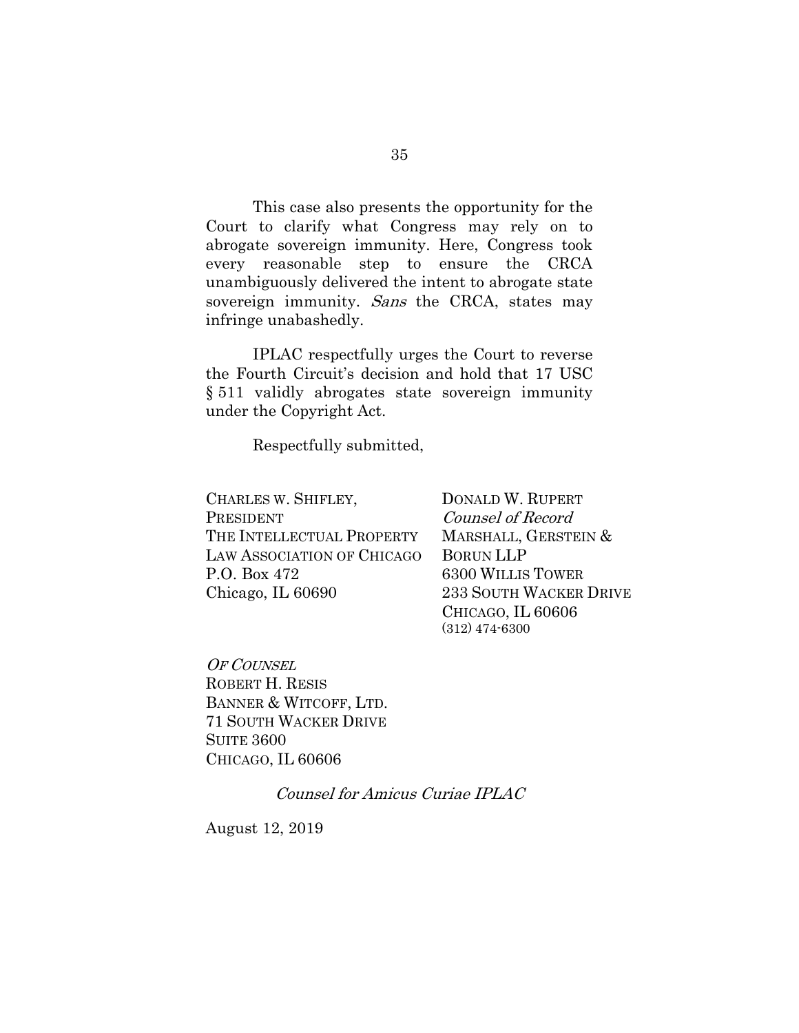This case also presents the opportunity for the Court to clarify what Congress may rely on to abrogate sovereign immunity. Here, Congress took every reasonable step to ensure the CRCA unambiguously delivered the intent to abrogate state sovereign immunity. *Sans* the CRCA, states may infringe unabashedly.

IPLAC respectfully urges the Court to reverse the Fourth Circuit's decision and hold that 17 USC § 511 validly abrogates state sovereign immunity under the Copyright Act.

Respectfully submitted,

CHARLES W. SHIFLEY,
PRESIDENT
THE INTELLECTUAL PROPERTY
LAW ASSOCIATION OF CHICAGO
P.O. Box 472
Chicago, IL 60690

DONALD W. RUPERT
*Counsel of Record*
MARSHALL, GERSTEIN &
BORUN LLP
6300 WILLIS TOWER
233 SOUTH WACKER DRIVE
CHICAGO, IL 60606
(312) 474-6300

*OF COUNSEL*
ROBERT H. RESIS
BANNER & WITCOFF, LTD.
71 SOUTH WACKER DRIVE
SUITE 3600
CHICAGO, IL 60606

*Counsel for Amicus Curiae IPLAC*

August 12, 2019